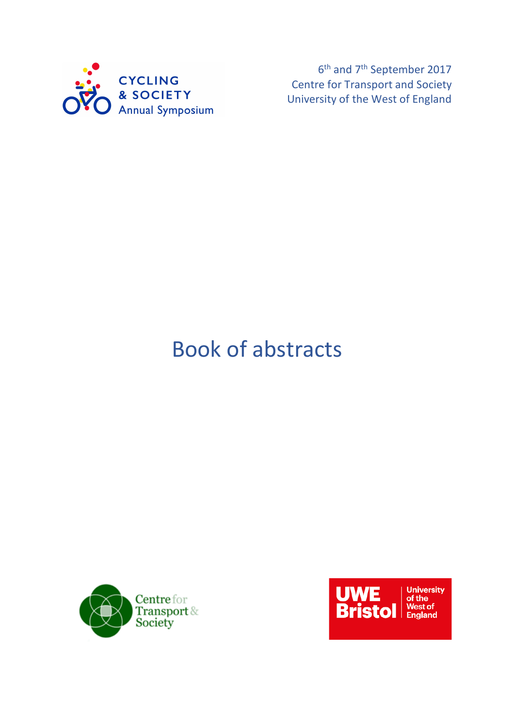CYCLING & SOCIETY Annual Symposium

6th and 7th September 2017
Centre for Transport and Society
University of the West of England

# Book of abstracts

Centre for Transport & Society

UWE Bristol University of the West of England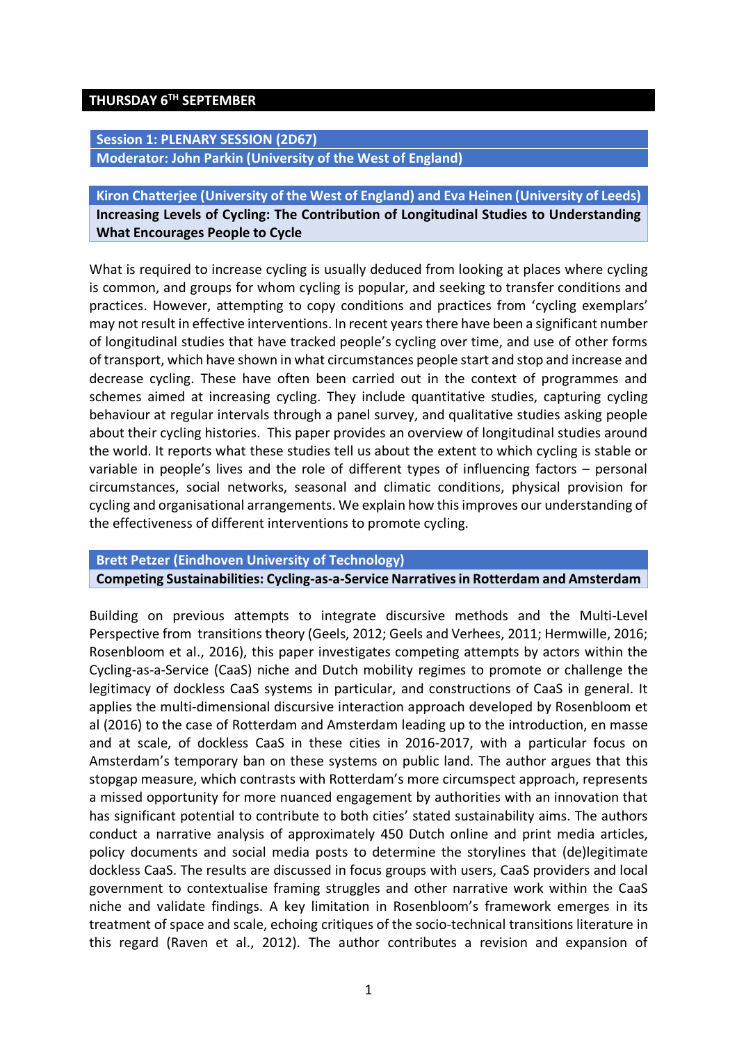## THURSDAY 6TH SEPTEMBER

### Session 1: PLENARY SESSION (2D67)

**Moderator: John Parkin (University of the West of England)**

#### Kiron Chatterjee (University of the West of England) and Eva Heinen (University of Leeds)

**Increasing Levels of Cycling: The Contribution of Longitudinal Studies to Understanding What Encourages People to Cycle**

What is required to increase cycling is usually deduced from looking at places where cycling is common, and groups for whom cycling is popular, and seeking to transfer conditions and practices. However, attempting to copy conditions and practices from 'cycling exemplars' may not result in effective interventions. In recent years there have been a significant number of longitudinal studies that have tracked people's cycling over time, and use of other forms of transport, which have shown in what circumstances people start and stop and increase and decrease cycling. These have often been carried out in the context of programmes and schemes aimed at increasing cycling. They include quantitative studies, capturing cycling behaviour at regular intervals through a panel survey, and qualitative studies asking people about their cycling histories. This paper provides an overview of longitudinal studies around the world. It reports what these studies tell us about the extent to which cycling is stable or variable in people's lives and the role of different types of influencing factors – personal circumstances, social networks, seasonal and climatic conditions, physical provision for cycling and organisational arrangements. We explain how this improves our understanding of the effectiveness of different interventions to promote cycling.

#### Brett Petzer (Eindhoven University of Technology)

**Competing Sustainabilities: Cycling-as-a-Service Narratives in Rotterdam and Amsterdam**

Building on previous attempts to integrate discursive methods and the Multi-Level Perspective from transitions theory (Geels, 2012; Geels and Verhees, 2011; Hermwille, 2016; Rosenbloom et al., 2016), this paper investigates competing attempts by actors within the Cycling-as-a-Service (CaaS) niche and Dutch mobility regimes to promote or challenge the legitimacy of dockless CaaS systems in particular, and constructions of CaaS in general. It applies the multi-dimensional discursive interaction approach developed by Rosenbloom et al (2016) to the case of Rotterdam and Amsterdam leading up to the introduction, en masse and at scale, of dockless CaaS in these cities in 2016-2017, with a particular focus on Amsterdam's temporary ban on these systems on public land. The author argues that this stopgap measure, which contrasts with Rotterdam's more circumspect approach, represents a missed opportunity for more nuanced engagement by authorities with an innovation that has significant potential to contribute to both cities' stated sustainability aims. The authors conduct a narrative analysis of approximately 450 Dutch online and print media articles, policy documents and social media posts to determine the storylines that (de)legitimate dockless CaaS. The results are discussed in focus groups with users, CaaS providers and local government to contextualise framing struggles and other narrative work within the CaaS niche and validate findings. A key limitation in Rosenbloom's framework emerges in its treatment of space and scale, echoing critiques of the socio-technical transitions literature in this regard (Raven et al., 2012). The author contributes a revision and expansion of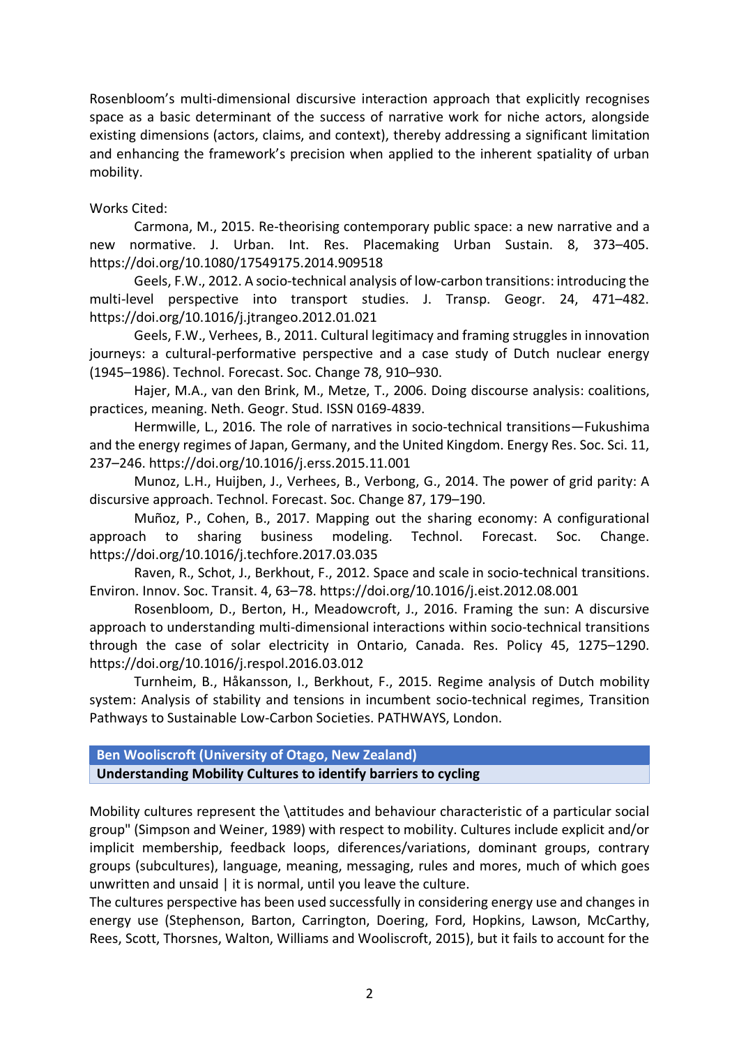Rosenbloom's multi-dimensional discursive interaction approach that explicitly recognises space as a basic determinant of the success of narrative work for niche actors, alongside existing dimensions (actors, claims, and context), thereby addressing a significant limitation and enhancing the framework's precision when applied to the inherent spatiality of urban mobility.

Works Cited:

Carmona, M., 2015. Re-theorising contemporary public space: a new narrative and a new normative. J. Urban. Int. Res. Placemaking Urban Sustain. 8, 373–405. https://doi.org/10.1080/17549175.2014.909518

Geels, F.W., 2012. A socio-technical analysis of low-carbon transitions: introducing the multi-level perspective into transport studies. J. Transp. Geogr. 24, 471–482. https://doi.org/10.1016/j.jtrangeo.2012.01.021

Geels, F.W., Verhees, B., 2011. Cultural legitimacy and framing struggles in innovation journeys: a cultural-performative perspective and a case study of Dutch nuclear energy (1945–1986). Technol. Forecast. Soc. Change 78, 910–930.

Hajer, M.A., van den Brink, M., Metze, T., 2006. Doing discourse analysis: coalitions, practices, meaning. Neth. Geogr. Stud. ISSN 0169-4839.

Hermwille, L., 2016. The role of narratives in socio-technical transitions—Fukushima and the energy regimes of Japan, Germany, and the United Kingdom. Energy Res. Soc. Sci. 11, 237–246. https://doi.org/10.1016/j.erss.2015.11.001

Munoz, L.H., Huijben, J., Verhees, B., Verbong, G., 2014. The power of grid parity: A discursive approach. Technol. Forecast. Soc. Change 87, 179–190.

Muñoz, P., Cohen, B., 2017. Mapping out the sharing economy: A configurational approach to sharing business modeling. Technol. Forecast. Soc. Change. https://doi.org/10.1016/j.techfore.2017.03.035

Raven, R., Schot, J., Berkhout, F., 2012. Space and scale in socio-technical transitions. Environ. Innov. Soc. Transit. 4, 63–78. https://doi.org/10.1016/j.eist.2012.08.001

Rosenbloom, D., Berton, H., Meadowcroft, J., 2016. Framing the sun: A discursive approach to understanding multi-dimensional interactions within socio-technical transitions through the case of solar electricity in Ontario, Canada. Res. Policy 45, 1275–1290. https://doi.org/10.1016/j.respol.2016.03.012

Turnheim, B., Håkansson, I., Berkhout, F., 2015. Regime analysis of Dutch mobility system: Analysis of stability and tensions in incumbent socio-technical regimes, Transition Pathways to Sustainable Low-Carbon Societies. PATHWAYS, London.

## Ben Wooliscroft (University of Otago, New Zealand)

### Understanding Mobility Cultures to identify barriers to cycling

Mobility cultures represent the \attitudes and behaviour characteristic of a particular social group" (Simpson and Weiner, 1989) with respect to mobility. Cultures include explicit and/or implicit membership, feedback loops, diferences/variations, dominant groups, contrary groups (subcultures), language, meaning, messaging, rules and mores, much of which goes unwritten and unsaid | it is normal, until you leave the culture.

The cultures perspective has been used successfully in considering energy use and changes in energy use (Stephenson, Barton, Carrington, Doering, Ford, Hopkins, Lawson, McCarthy, Rees, Scott, Thorsnes, Walton, Williams and Wooliscroft, 2015), but it fails to account for the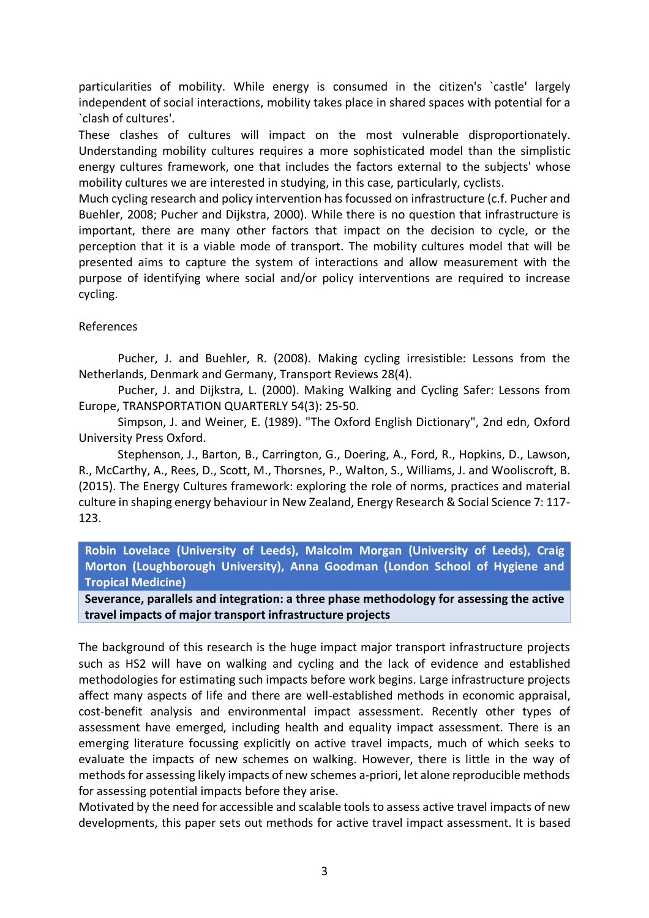particularities of mobility. While energy is consumed in the citizen's `castle' largely independent of social interactions, mobility takes place in shared spaces with potential for a `clash of cultures'.

These clashes of cultures will impact on the most vulnerable disproportionately. Understanding mobility cultures requires a more sophisticated model than the simplistic energy cultures framework, one that includes the factors external to the subjects' whose mobility cultures we are interested in studying, in this case, particularly, cyclists.

Much cycling research and policy intervention has focussed on infrastructure (c.f. Pucher and Buehler, 2008; Pucher and Dijkstra, 2000). While there is no question that infrastructure is important, there are many other factors that impact on the decision to cycle, or the perception that it is a viable mode of transport. The mobility cultures model that will be presented aims to capture the system of interactions and allow measurement with the purpose of identifying where social and/or policy interventions are required to increase cycling.

References

Pucher, J. and Buehler, R. (2008). Making cycling irresistible: Lessons from the Netherlands, Denmark and Germany, Transport Reviews 28(4).

Pucher, J. and Dijkstra, L. (2000). Making Walking and Cycling Safer: Lessons from Europe, TRANSPORTATION QUARTERLY 54(3): 25-50.

Simpson, J. and Weiner, E. (1989). "The Oxford English Dictionary", 2nd edn, Oxford University Press Oxford.

Stephenson, J., Barton, B., Carrington, G., Doering, A., Ford, R., Hopkins, D., Lawson, R., McCarthy, A., Rees, D., Scott, M., Thorsnes, P., Walton, S., Williams, J. and Wooliscroft, B. (2015). The Energy Cultures framework: exploring the role of norms, practices and material culture in shaping energy behaviour in New Zealand, Energy Research & Social Science 7: 117-123.

**Robin Lovelace (University of Leeds), Malcolm Morgan (University of Leeds), Craig Morton (Loughborough University), Anna Goodman (London School of Hygiene and Tropical Medicine)**

**Severance, parallels and integration: a three phase methodology for assessing the active travel impacts of major transport infrastructure projects**

The background of this research is the huge impact major transport infrastructure projects such as HS2 will have on walking and cycling and the lack of evidence and established methodologies for estimating such impacts before work begins. Large infrastructure projects affect many aspects of life and there are well-established methods in economic appraisal, cost-benefit analysis and environmental impact assessment. Recently other types of assessment have emerged, including health and equality impact assessment. There is an emerging literature focussing explicitly on active travel impacts, much of which seeks to evaluate the impacts of new schemes on walking. However, there is little in the way of methods for assessing likely impacts of new schemes a-priori, let alone reproducible methods for assessing potential impacts before they arise.

Motivated by the need for accessible and scalable tools to assess active travel impacts of new developments, this paper sets out methods for active travel impact assessment. It is based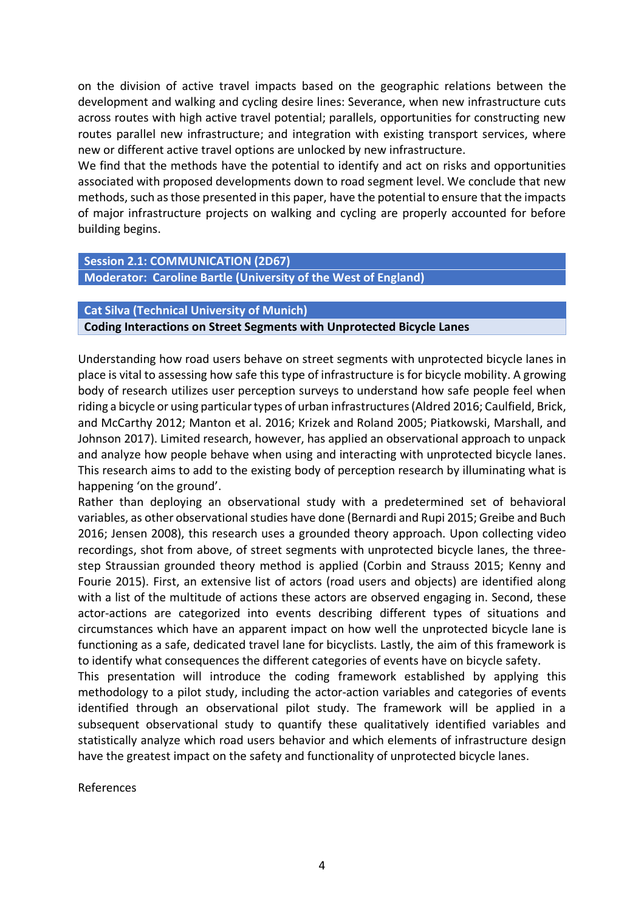on the division of active travel impacts based on the geographic relations between the development and walking and cycling desire lines: Severance, when new infrastructure cuts across routes with high active travel potential; parallels, opportunities for constructing new routes parallel new infrastructure; and integration with existing transport services, where new or different active travel options are unlocked by new infrastructure.

We find that the methods have the potential to identify and act on risks and opportunities associated with proposed developments down to road segment level. We conclude that new methods, such as those presented in this paper, have the potential to ensure that the impacts of major infrastructure projects on walking and cycling are properly accounted for before building begins.

## Session 2.1: COMMUNICATION (2D67)

**Moderator: Caroline Bartle (University of the West of England)**

### Cat Silva (Technical University of Munich)

**Coding Interactions on Street Segments with Unprotected Bicycle Lanes**

Understanding how road users behave on street segments with unprotected bicycle lanes in place is vital to assessing how safe this type of infrastructure is for bicycle mobility. A growing body of research utilizes user perception surveys to understand how safe people feel when riding a bicycle or using particular types of urban infrastructures (Aldred 2016; Caulfield, Brick, and McCarthy 2012; Manton et al. 2016; Krizek and Roland 2005; Piatkowski, Marshall, and Johnson 2017). Limited research, however, has applied an observational approach to unpack and analyze how people behave when using and interacting with unprotected bicycle lanes. This research aims to add to the existing body of perception research by illuminating what is happening 'on the ground'.

Rather than deploying an observational study with a predetermined set of behavioral variables, as other observational studies have done (Bernardi and Rupi 2015; Greibe and Buch 2016; Jensen 2008), this research uses a grounded theory approach. Upon collecting video recordings, shot from above, of street segments with unprotected bicycle lanes, the three-step Straussian grounded theory method is applied (Corbin and Strauss 2015; Kenny and Fourie 2015). First, an extensive list of actors (road users and objects) are identified along with a list of the multitude of actions these actors are observed engaging in. Second, these actor-actions are categorized into events describing different types of situations and circumstances which have an apparent impact on how well the unprotected bicycle lane is functioning as a safe, dedicated travel lane for bicyclists. Lastly, the aim of this framework is to identify what consequences the different categories of events have on bicycle safety.

This presentation will introduce the coding framework established by applying this methodology to a pilot study, including the actor-action variables and categories of events identified through an observational pilot study. The framework will be applied in a subsequent observational study to quantify these qualitatively identified variables and statistically analyze which road users behavior and which elements of infrastructure design have the greatest impact on the safety and functionality of unprotected bicycle lanes.

References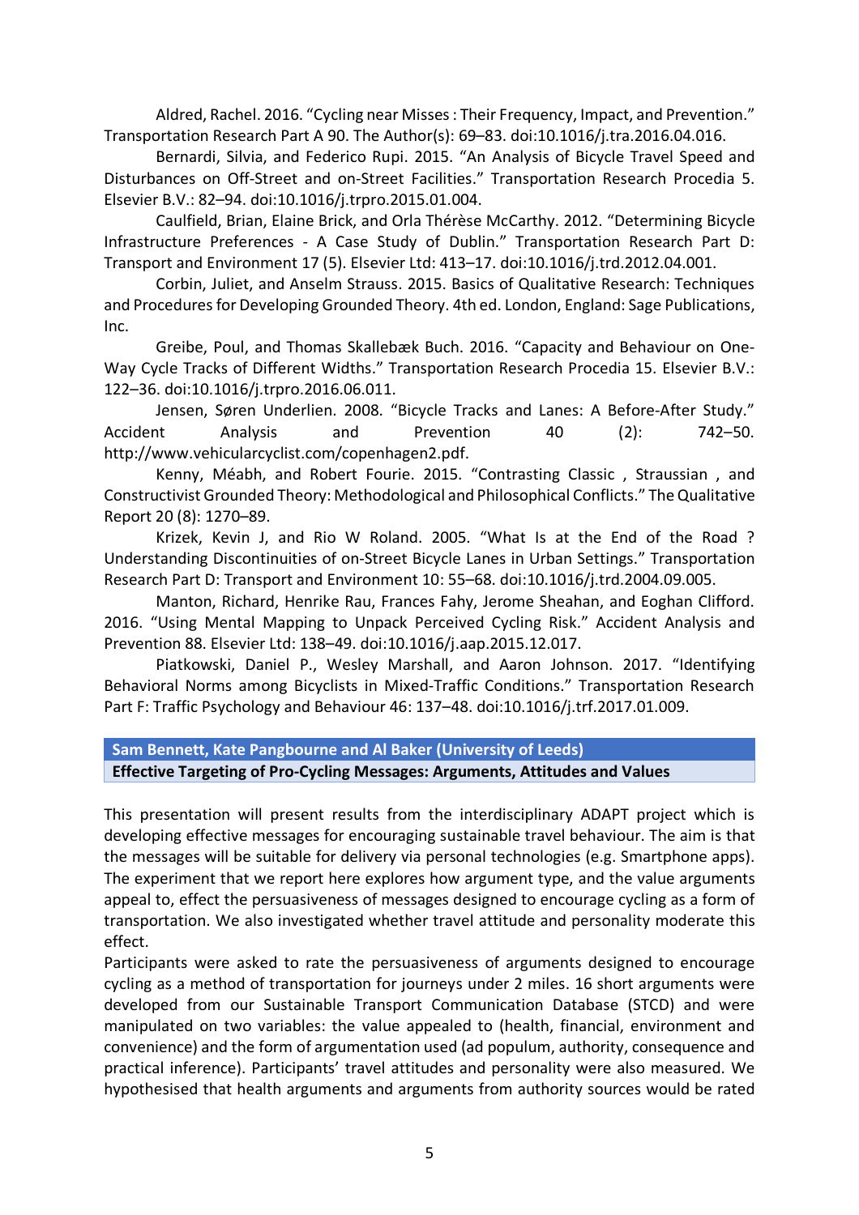Aldred, Rachel. 2016. "Cycling near Misses : Their Frequency, Impact, and Prevention." Transportation Research Part A 90. The Author(s): 69–83. doi:10.1016/j.tra.2016.04.016.

Bernardi, Silvia, and Federico Rupi. 2015. "An Analysis of Bicycle Travel Speed and Disturbances on Off-Street and on-Street Facilities." Transportation Research Procedia 5. Elsevier B.V.: 82–94. doi:10.1016/j.trpro.2015.01.004.

Caulfield, Brian, Elaine Brick, and Orla Thérèse McCarthy. 2012. "Determining Bicycle Infrastructure Preferences - A Case Study of Dublin." Transportation Research Part D: Transport and Environment 17 (5). Elsevier Ltd: 413–17. doi:10.1016/j.trd.2012.04.001.

Corbin, Juliet, and Anselm Strauss. 2015. Basics of Qualitative Research: Techniques and Procedures for Developing Grounded Theory. 4th ed. London, England: Sage Publications, Inc.

Greibe, Poul, and Thomas Skallebæk Buch. 2016. "Capacity and Behaviour on One-Way Cycle Tracks of Different Widths." Transportation Research Procedia 15. Elsevier B.V.: 122–36. doi:10.1016/j.trpro.2016.06.011.

Jensen, Søren Underlien. 2008. "Bicycle Tracks and Lanes: A Before-After Study." Accident Analysis and Prevention 40 (2): 742–50. http://www.vehicularcyclist.com/copenhagen2.pdf.

Kenny, Méabh, and Robert Fourie. 2015. "Contrasting Classic , Straussian , and Constructivist Grounded Theory: Methodological and Philosophical Conflicts." The Qualitative Report 20 (8): 1270–89.

Krizek, Kevin J, and Rio W Roland. 2005. "What Is at the End of the Road ? Understanding Discontinuities of on-Street Bicycle Lanes in Urban Settings." Transportation Research Part D: Transport and Environment 10: 55–68. doi:10.1016/j.trd.2004.09.005.

Manton, Richard, Henrike Rau, Frances Fahy, Jerome Sheahan, and Eoghan Clifford. 2016. "Using Mental Mapping to Unpack Perceived Cycling Risk." Accident Analysis and Prevention 88. Elsevier Ltd: 138–49. doi:10.1016/j.aap.2015.12.017.

Piatkowski, Daniel P., Wesley Marshall, and Aaron Johnson. 2017. "Identifying Behavioral Norms among Bicyclists in Mixed-Traffic Conditions." Transportation Research Part F: Traffic Psychology and Behaviour 46: 137–48. doi:10.1016/j.trf.2017.01.009.

## Sam Bennett, Kate Pangbourne and Al Baker (University of Leeds)

### Effective Targeting of Pro-Cycling Messages: Arguments, Attitudes and Values

This presentation will present results from the interdisciplinary ADAPT project which is developing effective messages for encouraging sustainable travel behaviour. The aim is that the messages will be suitable for delivery via personal technologies (e.g. Smartphone apps). The experiment that we report here explores how argument type, and the value arguments appeal to, effect the persuasiveness of messages designed to encourage cycling as a form of transportation. We also investigated whether travel attitude and personality moderate this effect.

Participants were asked to rate the persuasiveness of arguments designed to encourage cycling as a method of transportation for journeys under 2 miles. 16 short arguments were developed from our Sustainable Transport Communication Database (STCD) and were manipulated on two variables: the value appealed to (health, financial, environment and convenience) and the form of argumentation used (ad populum, authority, consequence and practical inference). Participants' travel attitudes and personality were also measured. We hypothesised that health arguments and arguments from authority sources would be rated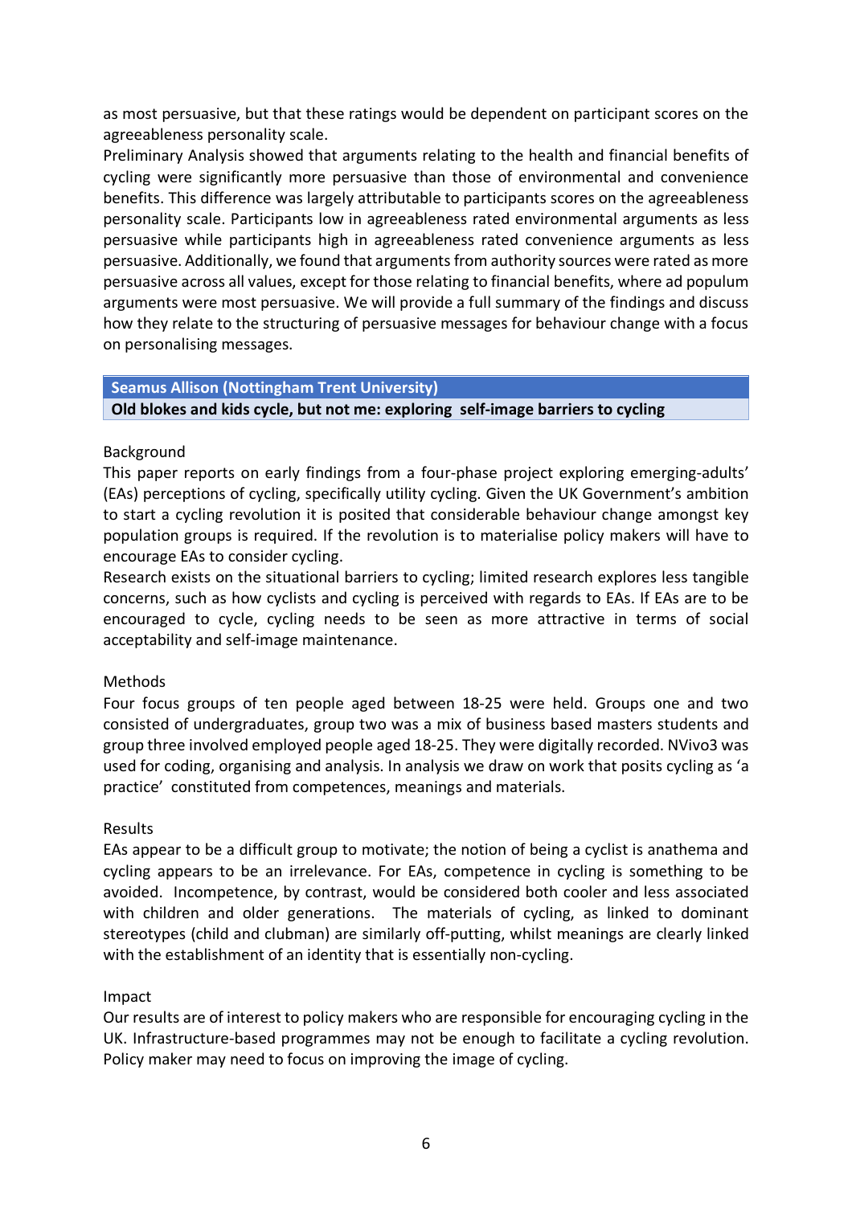as most persuasive, but that these ratings would be dependent on participant scores on the agreeableness personality scale.

Preliminary Analysis showed that arguments relating to the health and financial benefits of cycling were significantly more persuasive than those of environmental and convenience benefits. This difference was largely attributable to participants scores on the agreeableness personality scale. Participants low in agreeableness rated environmental arguments as less persuasive while participants high in agreeableness rated convenience arguments as less persuasive. Additionally, we found that arguments from authority sources were rated as more persuasive across all values, except for those relating to financial benefits, where ad populum arguments were most persuasive. We will provide a full summary of the findings and discuss how they relate to the structuring of persuasive messages for behaviour change with a focus on personalising messages.

## Seamus Allison (Nottingham Trent University)

### Old blokes and kids cycle, but not me: exploring self-image barriers to cycling

Background

This paper reports on early findings from a four-phase project exploring emerging-adults' (EAs) perceptions of cycling, specifically utility cycling. Given the UK Government's ambition to start a cycling revolution it is posited that considerable behaviour change amongst key population groups is required. If the revolution is to materialise policy makers will have to encourage EAs to consider cycling.

Research exists on the situational barriers to cycling; limited research explores less tangible concerns, such as how cyclists and cycling is perceived with regards to EAs. If EAs are to be encouraged to cycle, cycling needs to be seen as more attractive in terms of social acceptability and self-image maintenance.

Methods

Four focus groups of ten people aged between 18-25 were held. Groups one and two consisted of undergraduates, group two was a mix of business based masters students and group three involved employed people aged 18-25. They were digitally recorded. NVivo3 was used for coding, organising and analysis. In analysis we draw on work that posits cycling as 'a practice' constituted from competences, meanings and materials.

Results

EAs appear to be a difficult group to motivate; the notion of being a cyclist is anathema and cycling appears to be an irrelevance. For EAs, competence in cycling is something to be avoided. Incompetence, by contrast, would be considered both cooler and less associated with children and older generations. The materials of cycling, as linked to dominant stereotypes (child and clubman) are similarly off-putting, whilst meanings are clearly linked with the establishment of an identity that is essentially non-cycling.

Impact

Our results are of interest to policy makers who are responsible for encouraging cycling in the UK. Infrastructure-based programmes may not be enough to facilitate a cycling revolution. Policy maker may need to focus on improving the image of cycling.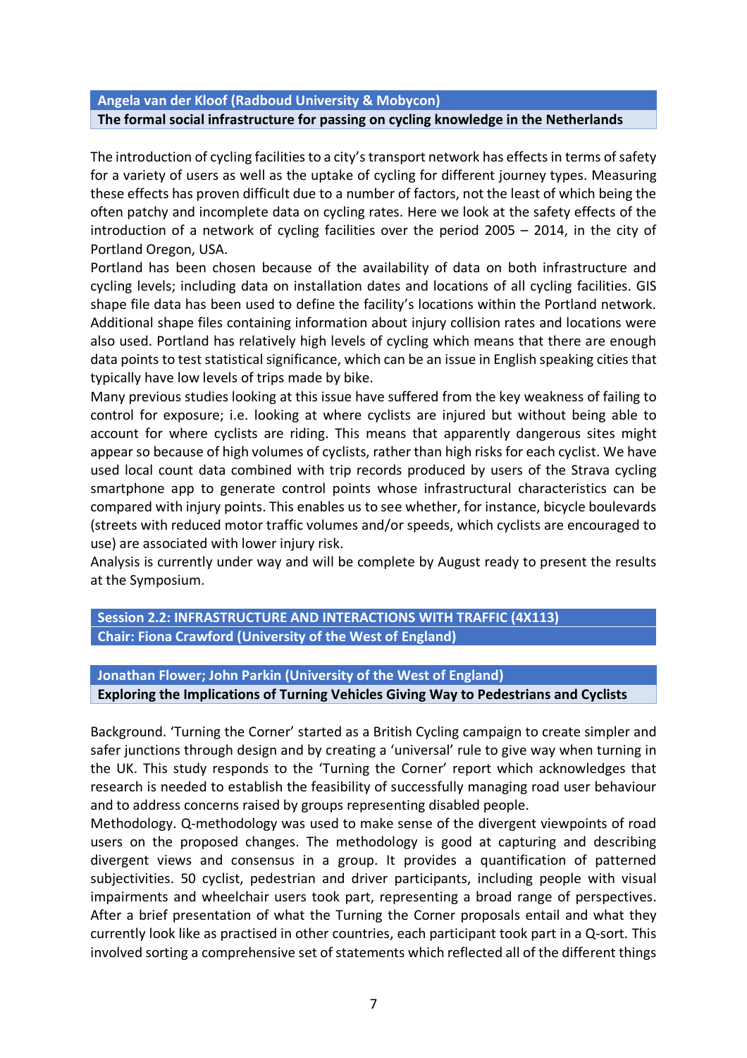**Angela van der Kloof (Radboud University & Mobycon)**

**The formal social infrastructure for passing on cycling knowledge in the Netherlands**

The introduction of cycling facilities to a city's transport network has effects in terms of safety for a variety of users as well as the uptake of cycling for different journey types. Measuring these effects has proven difficult due to a number of factors, not the least of which being the often patchy and incomplete data on cycling rates. Here we look at the safety effects of the introduction of a network of cycling facilities over the period 2005 – 2014, in the city of Portland Oregon, USA.

Portland has been chosen because of the availability of data on both infrastructure and cycling levels; including data on installation dates and locations of all cycling facilities. GIS shape file data has been used to define the facility's locations within the Portland network. Additional shape files containing information about injury collision rates and locations were also used. Portland has relatively high levels of cycling which means that there are enough data points to test statistical significance, which can be an issue in English speaking cities that typically have low levels of trips made by bike.

Many previous studies looking at this issue have suffered from the key weakness of failing to control for exposure; i.e. looking at where cyclists are injured but without being able to account for where cyclists are riding. This means that apparently dangerous sites might appear so because of high volumes of cyclists, rather than high risks for each cyclist. We have used local count data combined with trip records produced by users of the Strava cycling smartphone app to generate control points whose infrastructural characteristics can be compared with injury points. This enables us to see whether, for instance, bicycle boulevards (streets with reduced motor traffic volumes and/or speeds, which cyclists are encouraged to use) are associated with lower injury risk.

Analysis is currently under way and will be complete by August ready to present the results at the Symposium.

## Session 2.2: INFRASTRUCTURE AND INTERACTIONS WITH TRAFFIC (4X113)

**Chair: Fiona Crawford (University of the West of England)**

**Jonathan Flower; John Parkin (University of the West of England)**

**Exploring the Implications of Turning Vehicles Giving Way to Pedestrians and Cyclists**

Background. 'Turning the Corner' started as a British Cycling campaign to create simpler and safer junctions through design and by creating a 'universal' rule to give way when turning in the UK. This study responds to the 'Turning the Corner' report which acknowledges that research is needed to establish the feasibility of successfully managing road user behaviour and to address concerns raised by groups representing disabled people.

Methodology. Q-methodology was used to make sense of the divergent viewpoints of road users on the proposed changes. The methodology is good at capturing and describing divergent views and consensus in a group. It provides a quantification of patterned subjectivities. 50 cyclist, pedestrian and driver participants, including people with visual impairments and wheelchair users took part, representing a broad range of perspectives. After a brief presentation of what the Turning the Corner proposals entail and what they currently look like as practised in other countries, each participant took part in a Q-sort. This involved sorting a comprehensive set of statements which reflected all of the different things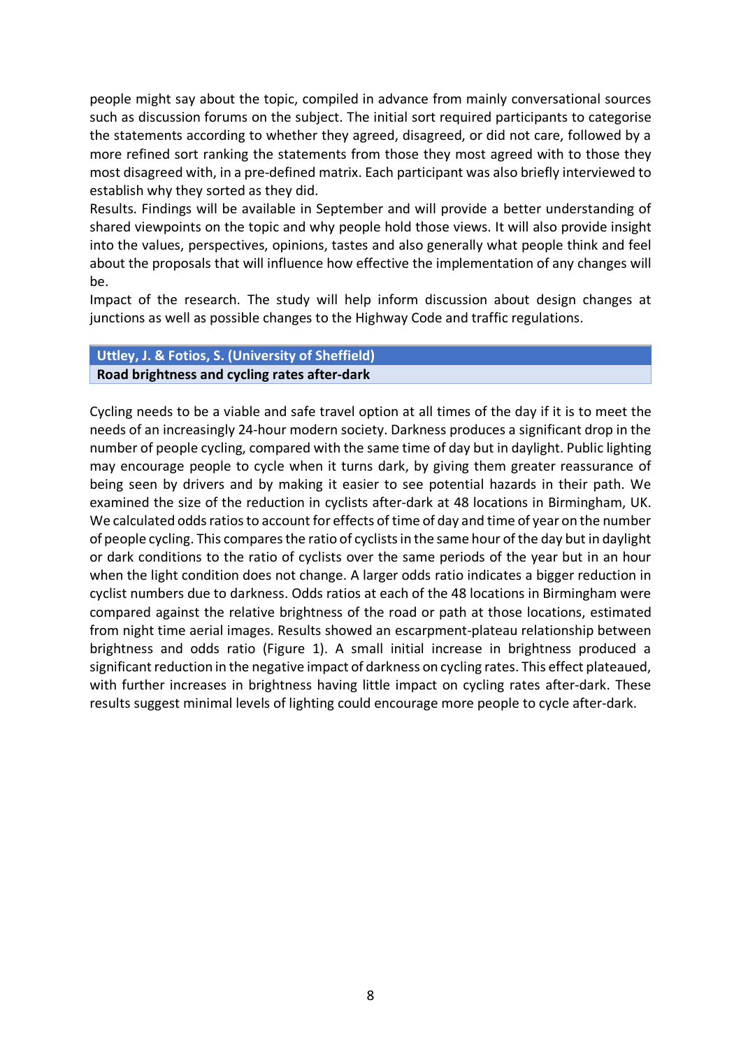people might say about the topic, compiled in advance from mainly conversational sources such as discussion forums on the subject. The initial sort required participants to categorise the statements according to whether they agreed, disagreed, or did not care, followed by a more refined sort ranking the statements from those they most agreed with to those they most disagreed with, in a pre-defined matrix. Each participant was also briefly interviewed to establish why they sorted as they did.

Results. Findings will be available in September and will provide a better understanding of shared viewpoints on the topic and why people hold those views. It will also provide insight into the values, perspectives, opinions, tastes and also generally what people think and feel about the proposals that will influence how effective the implementation of any changes will be.

Impact of the research. The study will help inform discussion about design changes at junctions as well as possible changes to the Highway Code and traffic regulations.

### Uttley, J. & Fotios, S. (University of Sheffield)

**Road brightness and cycling rates after-dark**

Cycling needs to be a viable and safe travel option at all times of the day if it is to meet the needs of an increasingly 24-hour modern society. Darkness produces a significant drop in the number of people cycling, compared with the same time of day but in daylight. Public lighting may encourage people to cycle when it turns dark, by giving them greater reassurance of being seen by drivers and by making it easier to see potential hazards in their path. We examined the size of the reduction in cyclists after-dark at 48 locations in Birmingham, UK. We calculated odds ratios to account for effects of time of day and time of year on the number of people cycling. This compares the ratio of cyclists in the same hour of the day but in daylight or dark conditions to the ratio of cyclists over the same periods of the year but in an hour when the light condition does not change. A larger odds ratio indicates a bigger reduction in cyclist numbers due to darkness. Odds ratios at each of the 48 locations in Birmingham were compared against the relative brightness of the road or path at those locations, estimated from night time aerial images. Results showed an escarpment-plateau relationship between brightness and odds ratio (Figure 1). A small initial increase in brightness produced a significant reduction in the negative impact of darkness on cycling rates. This effect plateaued, with further increases in brightness having little impact on cycling rates after-dark. These results suggest minimal levels of lighting could encourage more people to cycle after-dark.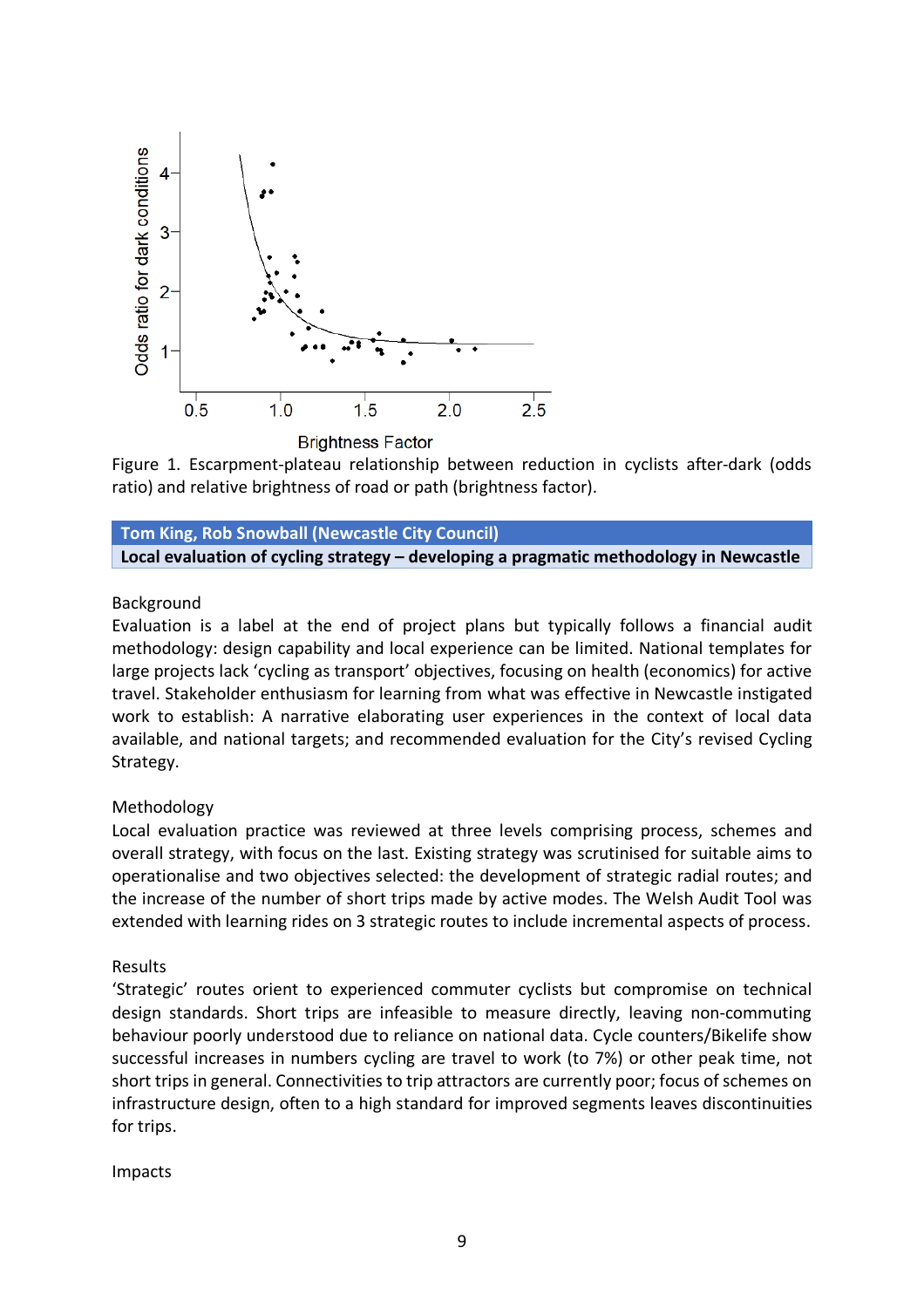Figure 1. Escarpment-plateau relationship between reduction in cyclists after-dark (odds ratio) and relative brightness of road or path (brightness factor).

**Tom King, Rob Snowball (Newcastle City Council)**

**Local evaluation of cycling strategy – developing a pragmatic methodology in Newcastle**

Background

Evaluation is a label at the end of project plans but typically follows a financial audit methodology: design capability and local experience can be limited. National templates for large projects lack 'cycling as transport' objectives, focusing on health (economics) for active travel. Stakeholder enthusiasm for learning from what was effective in Newcastle instigated work to establish: A narrative elaborating user experiences in the context of local data available, and national targets; and recommended evaluation for the City's revised Cycling Strategy.

Methodology

Local evaluation practice was reviewed at three levels comprising process, schemes and overall strategy, with focus on the last. Existing strategy was scrutinised for suitable aims to operationalise and two objectives selected: the development of strategic radial routes; and the increase of the number of short trips made by active modes. The Welsh Audit Tool was extended with learning rides on 3 strategic routes to include incremental aspects of process.

Results

'Strategic' routes orient to experienced commuter cyclists but compromise on technical design standards. Short trips are infeasible to measure directly, leaving non-commuting behaviour poorly understood due to reliance on national data. Cycle counters/Bikelife show successful increases in numbers cycling are travel to work (to 7%) or other peak time, not short trips in general. Connectivities to trip attractors are currently poor; focus of schemes on infrastructure design, often to a high standard for improved segments leaves discontinuities for trips.

Impacts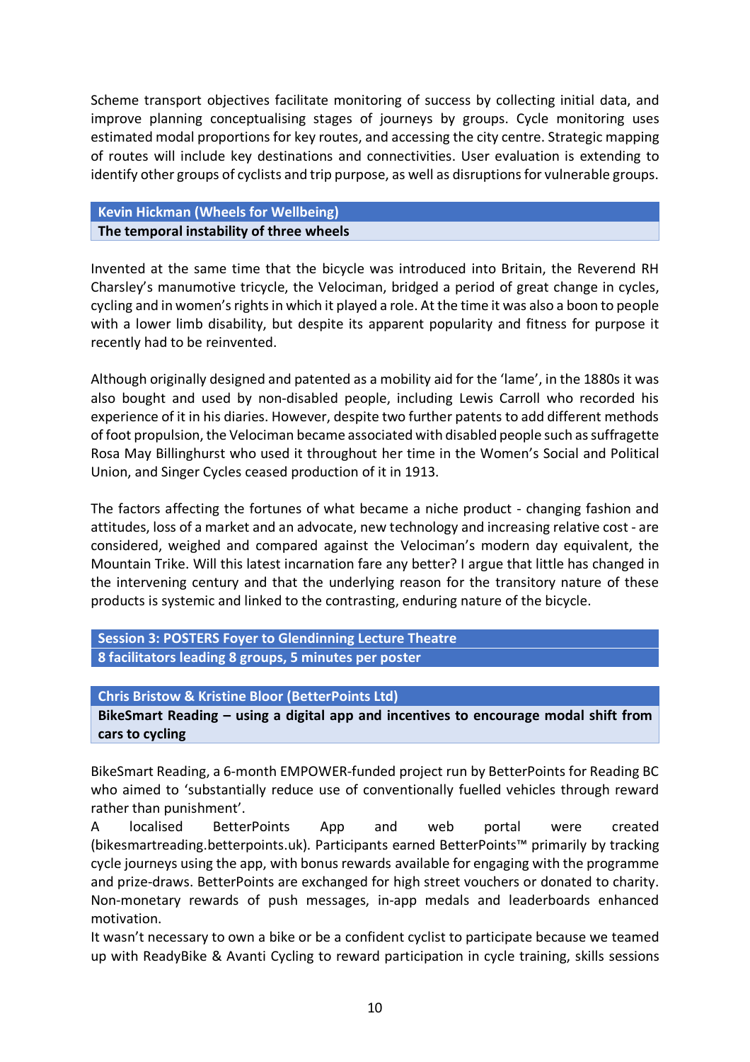Scheme transport objectives facilitate monitoring of success by collecting initial data, and improve planning conceptualising stages of journeys by groups. Cycle monitoring uses estimated modal proportions for key routes, and accessing the city centre. Strategic mapping of routes will include key destinations and connectivities. User evaluation is extending to identify other groups of cyclists and trip purpose, as well as disruptions for vulnerable groups.

### Kevin Hickman (Wheels for Wellbeing)

**The temporal instability of three wheels**

Invented at the same time that the bicycle was introduced into Britain, the Reverend RH Charsley's manumotive tricycle, the Velociman, bridged a period of great change in cycles, cycling and in women's rights in which it played a role. At the time it was also a boon to people with a lower limb disability, but despite its apparent popularity and fitness for purpose it recently had to be reinvented.

Although originally designed and patented as a mobility aid for the 'lame', in the 1880s it was also bought and used by non-disabled people, including Lewis Carroll who recorded his experience of it in his diaries. However, despite two further patents to add different methods of foot propulsion, the Velociman became associated with disabled people such as suffragette Rosa May Billinghurst who used it throughout her time in the Women's Social and Political Union, and Singer Cycles ceased production of it in 1913.

The factors affecting the fortunes of what became a niche product - changing fashion and attitudes, loss of a market and an advocate, new technology and increasing relative cost - are considered, weighed and compared against the Velociman's modern day equivalent, the Mountain Trike. Will this latest incarnation fare any better? I argue that little has changed in the intervening century and that the underlying reason for the transitory nature of these products is systemic and linked to the contrasting, enduring nature of the bicycle.

## Session 3: POSTERS Foyer to Glendinning Lecture Theatre

**8 facilitators leading 8 groups, 5 minutes per poster**

### Chris Bristow & Kristine Bloor (BetterPoints Ltd)

**BikeSmart Reading – using a digital app and incentives to encourage modal shift from cars to cycling**

BikeSmart Reading, a 6-month EMPOWER-funded project run by BetterPoints for Reading BC who aimed to 'substantially reduce use of conventionally fuelled vehicles through reward rather than punishment'.

A localised BetterPoints App and web portal were created (bikesmartreading.betterpoints.uk). Participants earned BetterPoints™ primarily by tracking cycle journeys using the app, with bonus rewards available for engaging with the programme and prize-draws. BetterPoints are exchanged for high street vouchers or donated to charity. Non-monetary rewards of push messages, in-app medals and leaderboards enhanced motivation.

It wasn't necessary to own a bike or be a confident cyclist to participate because we teamed up with ReadyBike & Avanti Cycling to reward participation in cycle training, skills sessions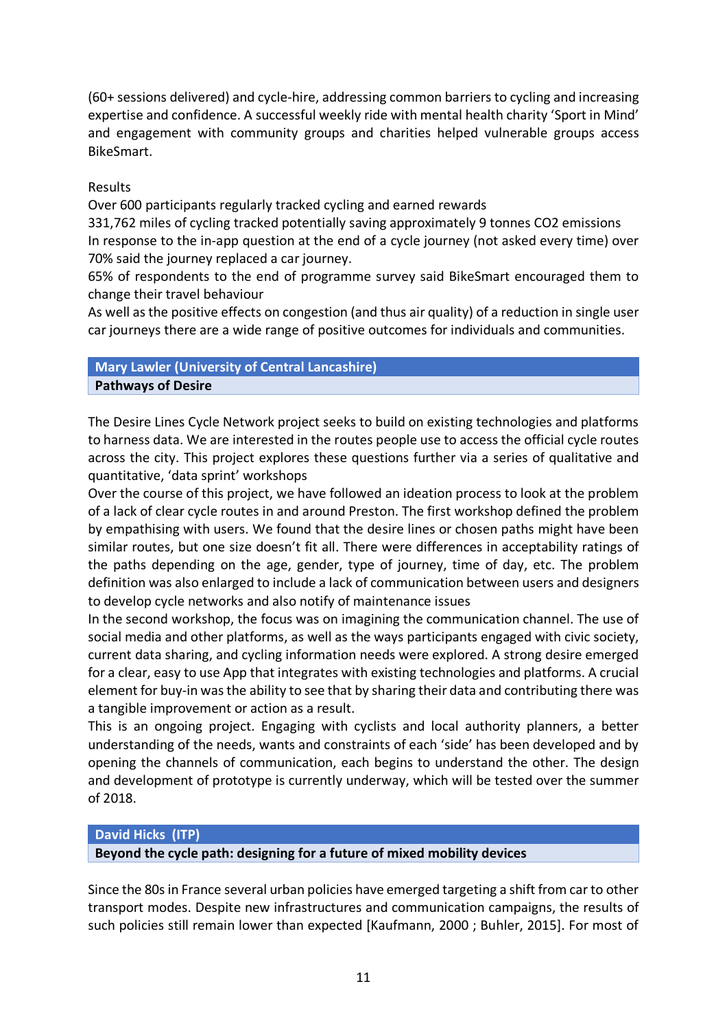(60+ sessions delivered) and cycle-hire, addressing common barriers to cycling and increasing expertise and confidence. A successful weekly ride with mental health charity 'Sport in Mind' and engagement with community groups and charities helped vulnerable groups access BikeSmart.

Results

Over 600 participants regularly tracked cycling and earned rewards

331,762 miles of cycling tracked potentially saving approximately 9 tonnes $CO_2$ emissions

In response to the in-app question at the end of a cycle journey (not asked every time) over 70% said the journey replaced a car journey.

65% of respondents to the end of programme survey said BikeSmart encouraged them to change their travel behaviour

As well as the positive effects on congestion (and thus air quality) of a reduction in single user car journeys there are a wide range of positive outcomes for individuals and communities.

## Mary Lawler (University of Central Lancashire)

### Pathways of Desire

The Desire Lines Cycle Network project seeks to build on existing technologies and platforms to harness data. We are interested in the routes people use to access the official cycle routes across the city. This project explores these questions further via a series of qualitative and quantitative, 'data sprint' workshops

Over the course of this project, we have followed an ideation process to look at the problem of a lack of clear cycle routes in and around Preston. The first workshop defined the problem by empathising with users. We found that the desire lines or chosen paths might have been similar routes, but one size doesn't fit all. There were differences in acceptability ratings of the paths depending on the age, gender, type of journey, time of day, etc. The problem definition was also enlarged to include a lack of communication between users and designers to develop cycle networks and also notify of maintenance issues

In the second workshop, the focus was on imagining the communication channel. The use of social media and other platforms, as well as the ways participants engaged with civic society, current data sharing, and cycling information needs were explored. A strong desire emerged for a clear, easy to use App that integrates with existing technologies and platforms. A crucial element for buy-in was the ability to see that by sharing their data and contributing there was a tangible improvement or action as a result.

This is an ongoing project. Engaging with cyclists and local authority planners, a better understanding of the needs, wants and constraints of each 'side' has been developed and by opening the channels of communication, each begins to understand the other. The design and development of prototype is currently underway, which will be tested over the summer of 2018.

## David Hicks (ITP)

### Beyond the cycle path: designing for a future of mixed mobility devices

Since the 80s in France several urban policies have emerged targeting a shift from car to other transport modes. Despite new infrastructures and communication campaigns, the results of such policies still remain lower than expected [Kaufmann, 2000 ; Buhler, 2015]. For most of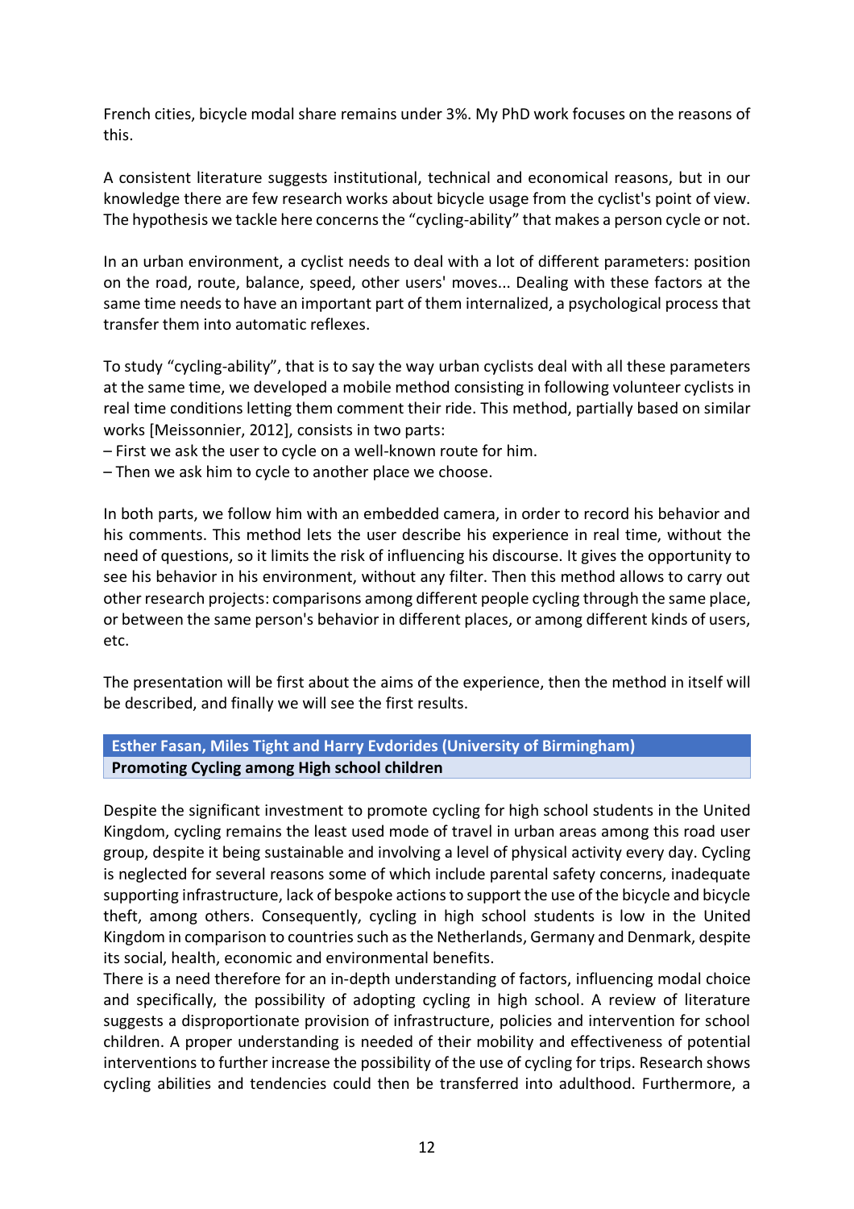French cities, bicycle modal share remains under 3%. My PhD work focuses on the reasons of this.

A consistent literature suggests institutional, technical and economical reasons, but in our knowledge there are few research works about bicycle usage from the cyclist's point of view. The hypothesis we tackle here concerns the "cycling-ability" that makes a person cycle or not.

In an urban environment, a cyclist needs to deal with a lot of different parameters: position on the road, route, balance, speed, other users' moves... Dealing with these factors at the same time needs to have an important part of them internalized, a psychological process that transfer them into automatic reflexes.

To study "cycling-ability", that is to say the way urban cyclists deal with all these parameters at the same time, we developed a mobile method consisting in following volunteer cyclists in real time conditions letting them comment their ride. This method, partially based on similar works [Meissonnier, 2012], consists in two parts:

– First we ask the user to cycle on a well-known route for him.
– Then we ask him to cycle to another place we choose.

In both parts, we follow him with an embedded camera, in order to record his behavior and his comments. This method lets the user describe his experience in real time, without the need of questions, so it limits the risk of influencing his discourse. It gives the opportunity to see his behavior in his environment, without any filter. Then this method allows to carry out other research projects: comparisons among different people cycling through the same place, or between the same person's behavior in different places, or among different kinds of users, etc.

The presentation will be first about the aims of the experience, then the method in itself will be described, and finally we will see the first results.

**Esther Fasan, Miles Tight and Harry Evdorides (University of Birmingham)**

**Promoting Cycling among High school children**

Despite the significant investment to promote cycling for high school students in the United Kingdom, cycling remains the least used mode of travel in urban areas among this road user group, despite it being sustainable and involving a level of physical activity every day. Cycling is neglected for several reasons some of which include parental safety concerns, inadequate supporting infrastructure, lack of bespoke actions to support the use of the bicycle and bicycle theft, among others. Consequently, cycling in high school students is low in the United Kingdom in comparison to countries such as the Netherlands, Germany and Denmark, despite its social, health, economic and environmental benefits.

There is a need therefore for an in-depth understanding of factors, influencing modal choice and specifically, the possibility of adopting cycling in high school. A review of literature suggests a disproportionate provision of infrastructure, policies and intervention for school children. A proper understanding is needed of their mobility and effectiveness of potential interventions to further increase the possibility of the use of cycling for trips. Research shows cycling abilities and tendencies could then be transferred into adulthood. Furthermore, a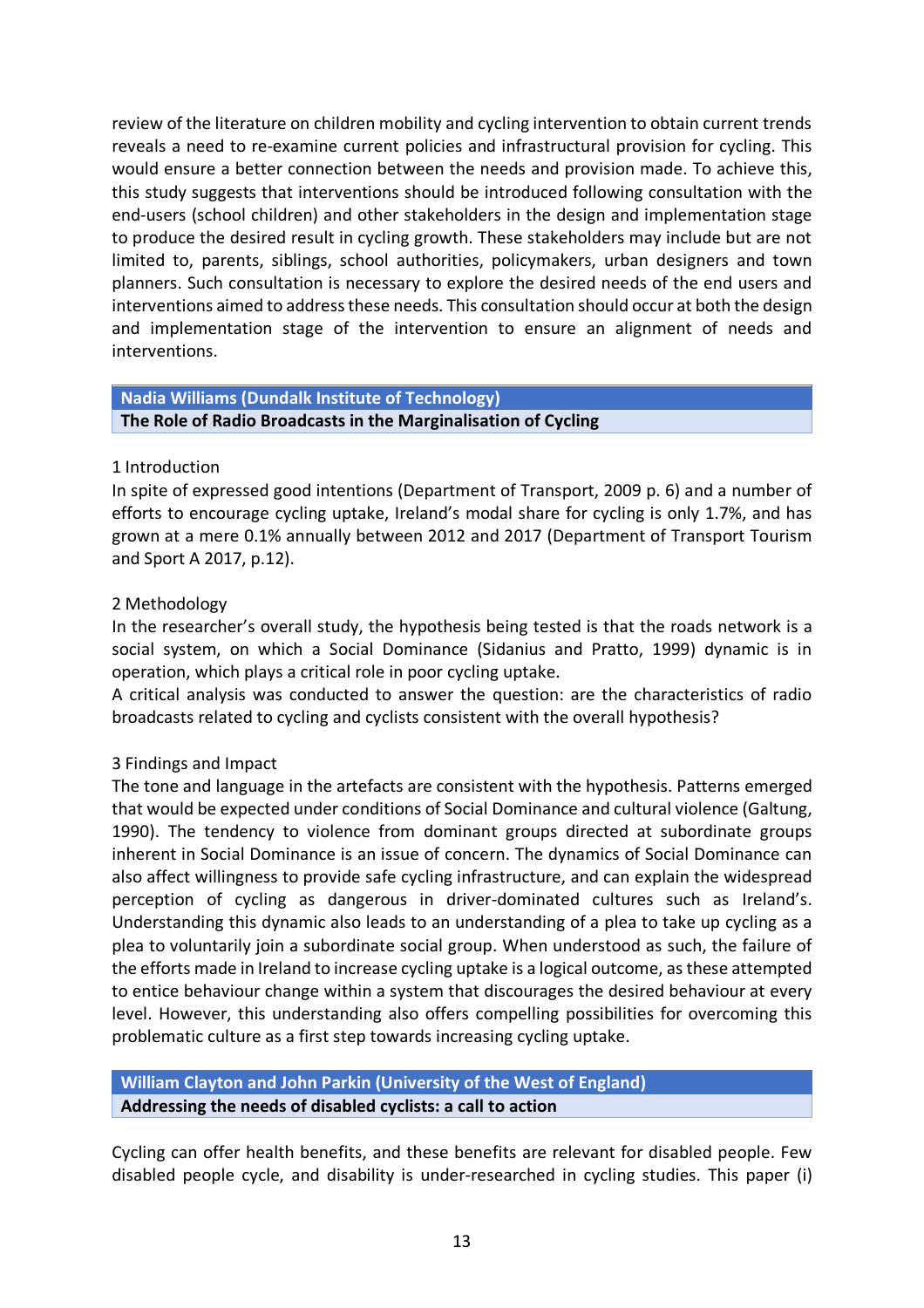review of the literature on children mobility and cycling intervention to obtain current trends reveals a need to re-examine current policies and infrastructural provision for cycling. This would ensure a better connection between the needs and provision made. To achieve this, this study suggests that interventions should be introduced following consultation with the end-users (school children) and other stakeholders in the design and implementation stage to produce the desired result in cycling growth. These stakeholders may include but are not limited to, parents, siblings, school authorities, policymakers, urban designers and town planners. Such consultation is necessary to explore the desired needs of the end users and interventions aimed to address these needs. This consultation should occur at both the design and implementation stage of the intervention to ensure an alignment of needs and interventions.

### Nadia Williams (Dundalk Institute of Technology)

**The Role of Radio Broadcasts in the Marginalisation of Cycling**

1 Introduction

In spite of expressed good intentions (Department of Transport, 2009 p. 6) and a number of efforts to encourage cycling uptake, Ireland's modal share for cycling is only 1.7%, and has grown at a mere 0.1% annually between 2012 and 2017 (Department of Transport Tourism and Sport A 2017, p.12).

2 Methodology

In the researcher's overall study, the hypothesis being tested is that the roads network is a social system, on which a Social Dominance (Sidanius and Pratto, 1999) dynamic is in operation, which plays a critical role in poor cycling uptake.

A critical analysis was conducted to answer the question: are the characteristics of radio broadcasts related to cycling and cyclists consistent with the overall hypothesis?

3 Findings and Impact

The tone and language in the artefacts are consistent with the hypothesis. Patterns emerged that would be expected under conditions of Social Dominance and cultural violence (Galtung, 1990). The tendency to violence from dominant groups directed at subordinate groups inherent in Social Dominance is an issue of concern. The dynamics of Social Dominance can also affect willingness to provide safe cycling infrastructure, and can explain the widespread perception of cycling as dangerous in driver-dominated cultures such as Ireland's. Understanding this dynamic also leads to an understanding of a plea to take up cycling as a plea to voluntarily join a subordinate social group. When understood as such, the failure of the efforts made in Ireland to increase cycling uptake is a logical outcome, as these attempted to entice behaviour change within a system that discourages the desired behaviour at every level. However, this understanding also offers compelling possibilities for overcoming this problematic culture as a first step towards increasing cycling uptake.

### William Clayton and John Parkin (University of the West of England)

**Addressing the needs of disabled cyclists: a call to action**

Cycling can offer health benefits, and these benefits are relevant for disabled people. Few disabled people cycle, and disability is under-researched in cycling studies. This paper (i)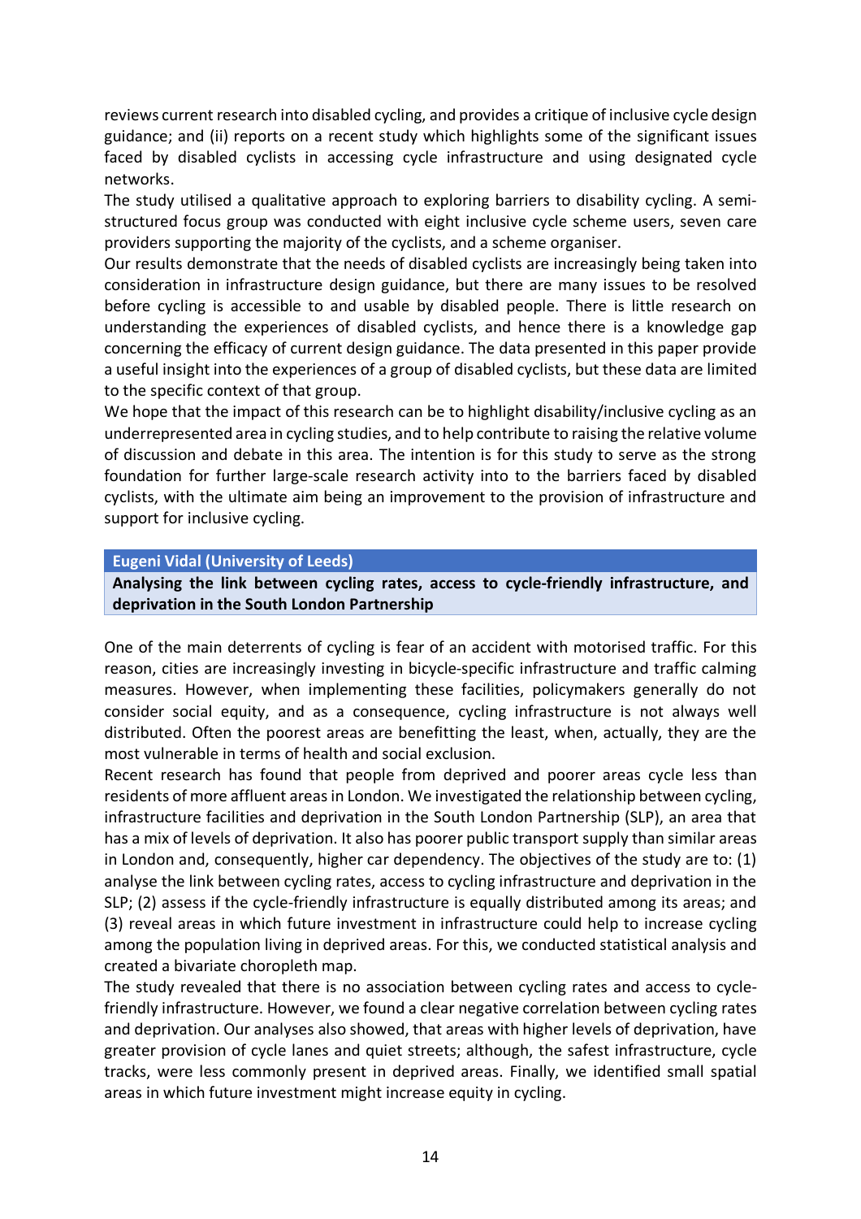reviews current research into disabled cycling, and provides a critique of inclusive cycle design guidance; and (ii) reports on a recent study which highlights some of the significant issues faced by disabled cyclists in accessing cycle infrastructure and using designated cycle networks.

The study utilised a qualitative approach to exploring barriers to disability cycling. A semi-structured focus group was conducted with eight inclusive cycle scheme users, seven care providers supporting the majority of the cyclists, and a scheme organiser.

Our results demonstrate that the needs of disabled cyclists are increasingly being taken into consideration in infrastructure design guidance, but there are many issues to be resolved before cycling is accessible to and usable by disabled people. There is little research on understanding the experiences of disabled cyclists, and hence there is a knowledge gap concerning the efficacy of current design guidance. The data presented in this paper provide a useful insight into the experiences of a group of disabled cyclists, but these data are limited to the specific context of that group.

We hope that the impact of this research can be to highlight disability/inclusive cycling as an underrepresented area in cycling studies, and to help contribute to raising the relative volume of discussion and debate in this area. The intention is for this study to serve as the strong foundation for further large-scale research activity into to the barriers faced by disabled cyclists, with the ultimate aim being an improvement to the provision of infrastructure and support for inclusive cycling.

**Eugeni Vidal (University of Leeds)**

**Analysing the link between cycling rates, access to cycle-friendly infrastructure, and deprivation in the South London Partnership**

One of the main deterrents of cycling is fear of an accident with motorised traffic. For this reason, cities are increasingly investing in bicycle-specific infrastructure and traffic calming measures. However, when implementing these facilities, policymakers generally do not consider social equity, and as a consequence, cycling infrastructure is not always well distributed. Often the poorest areas are benefitting the least, when, actually, they are the most vulnerable in terms of health and social exclusion.

Recent research has found that people from deprived and poorer areas cycle less than residents of more affluent areas in London. We investigated the relationship between cycling, infrastructure facilities and deprivation in the South London Partnership (SLP), an area that has a mix of levels of deprivation. It also has poorer public transport supply than similar areas in London and, consequently, higher car dependency. The objectives of the study are to: (1) analyse the link between cycling rates, access to cycling infrastructure and deprivation in the SLP; (2) assess if the cycle-friendly infrastructure is equally distributed among its areas; and (3) reveal areas in which future investment in infrastructure could help to increase cycling among the population living in deprived areas. For this, we conducted statistical analysis and created a bivariate choropleth map.

The study revealed that there is no association between cycling rates and access to cycle-friendly infrastructure. However, we found a clear negative correlation between cycling rates and deprivation. Our analyses also showed, that areas with higher levels of deprivation, have greater provision of cycle lanes and quiet streets; although, the safest infrastructure, cycle tracks, were less commonly present in deprived areas. Finally, we identified small spatial areas in which future investment might increase equity in cycling.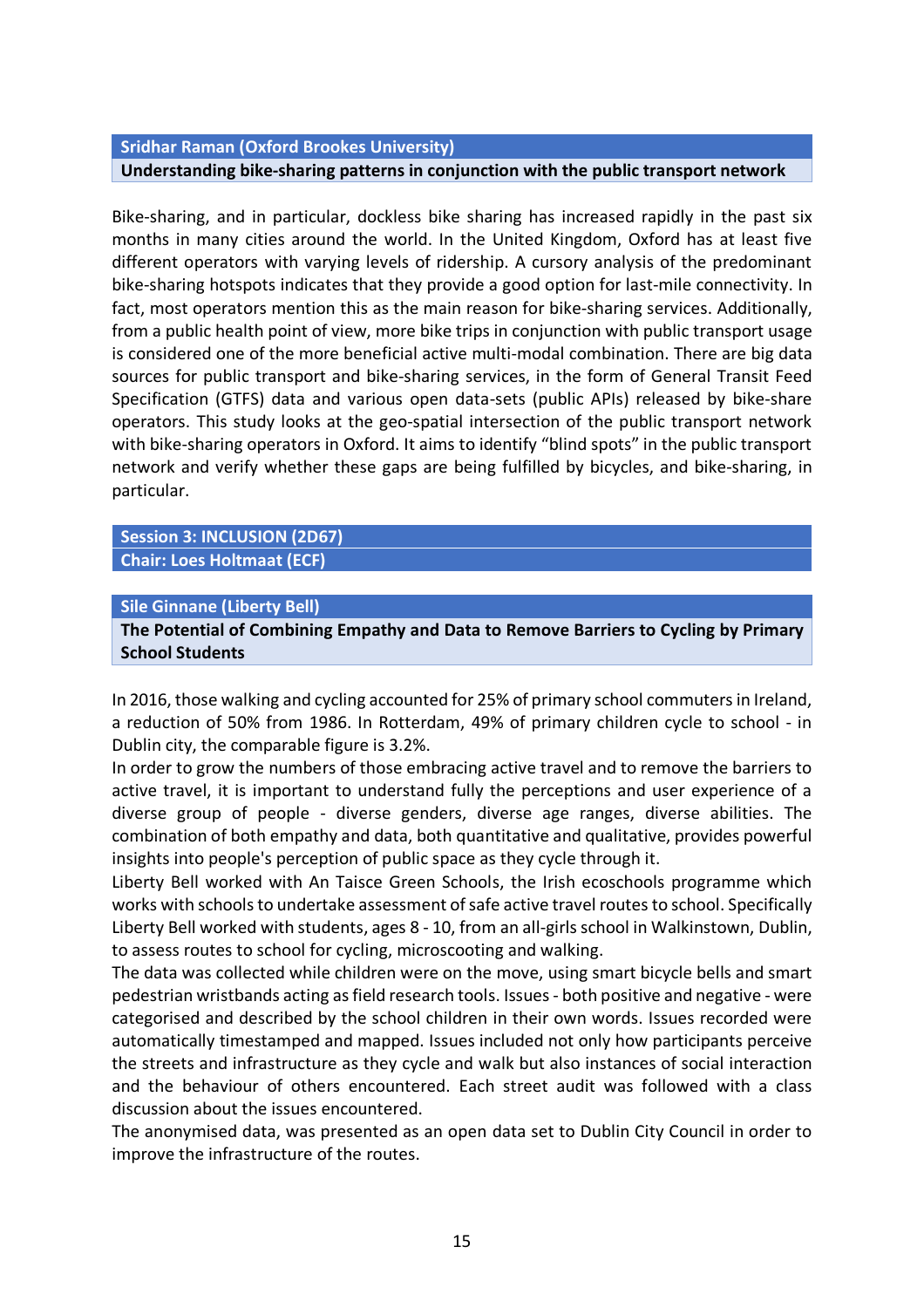**Sridhar Raman (Oxford Brookes University)**

**Understanding bike-sharing patterns in conjunction with the public transport network**

Bike-sharing, and in particular, dockless bike sharing has increased rapidly in the past six months in many cities around the world. In the United Kingdom, Oxford has at least five different operators with varying levels of ridership. A cursory analysis of the predominant bike-sharing hotspots indicates that they provide a good option for last-mile connectivity. In fact, most operators mention this as the main reason for bike-sharing services. Additionally, from a public health point of view, more bike trips in conjunction with public transport usage is considered one of the more beneficial active multi-modal combination. There are big data sources for public transport and bike-sharing services, in the form of General Transit Feed Specification (GTFS) data and various open data-sets (public APIs) released by bike-share operators. This study looks at the geo-spatial intersection of the public transport network with bike-sharing operators in Oxford. It aims to identify “blind spots” in the public transport network and verify whether these gaps are being fulfilled by bicycles, and bike-sharing, in particular.

## Session 3: INCLUSION (2D67)

**Chair: Loes Holtmaat (ECF)**

**Sile Ginnane (Liberty Bell)**

**The Potential of Combining Empathy and Data to Remove Barriers to Cycling by Primary School Students**

In 2016, those walking and cycling accounted for 25% of primary school commuters in Ireland, a reduction of 50% from 1986. In Rotterdam, 49% of primary children cycle to school - in Dublin city, the comparable figure is 3.2%.

In order to grow the numbers of those embracing active travel and to remove the barriers to active travel, it is important to understand fully the perceptions and user experience of a diverse group of people - diverse genders, diverse age ranges, diverse abilities. The combination of both empathy and data, both quantitative and qualitative, provides powerful insights into people's perception of public space as they cycle through it.

Liberty Bell worked with An Taisce Green Schools, the Irish ecoschools programme which works with schools to undertake assessment of safe active travel routes to school. Specifically Liberty Bell worked with students, ages 8 - 10, from an all-girls school in Walkinstown, Dublin, to assess routes to school for cycling, microscooting and walking.

The data was collected while children were on the move, using smart bicycle bells and smart pedestrian wristbands acting as field research tools. Issues - both positive and negative - were categorised and described by the school children in their own words. Issues recorded were automatically timestamped and mapped. Issues included not only how participants perceive the streets and infrastructure as they cycle and walk but also instances of social interaction and the behaviour of others encountered. Each street audit was followed with a class discussion about the issues encountered.

The anonymised data, was presented as an open data set to Dublin City Council in order to improve the infrastructure of the routes.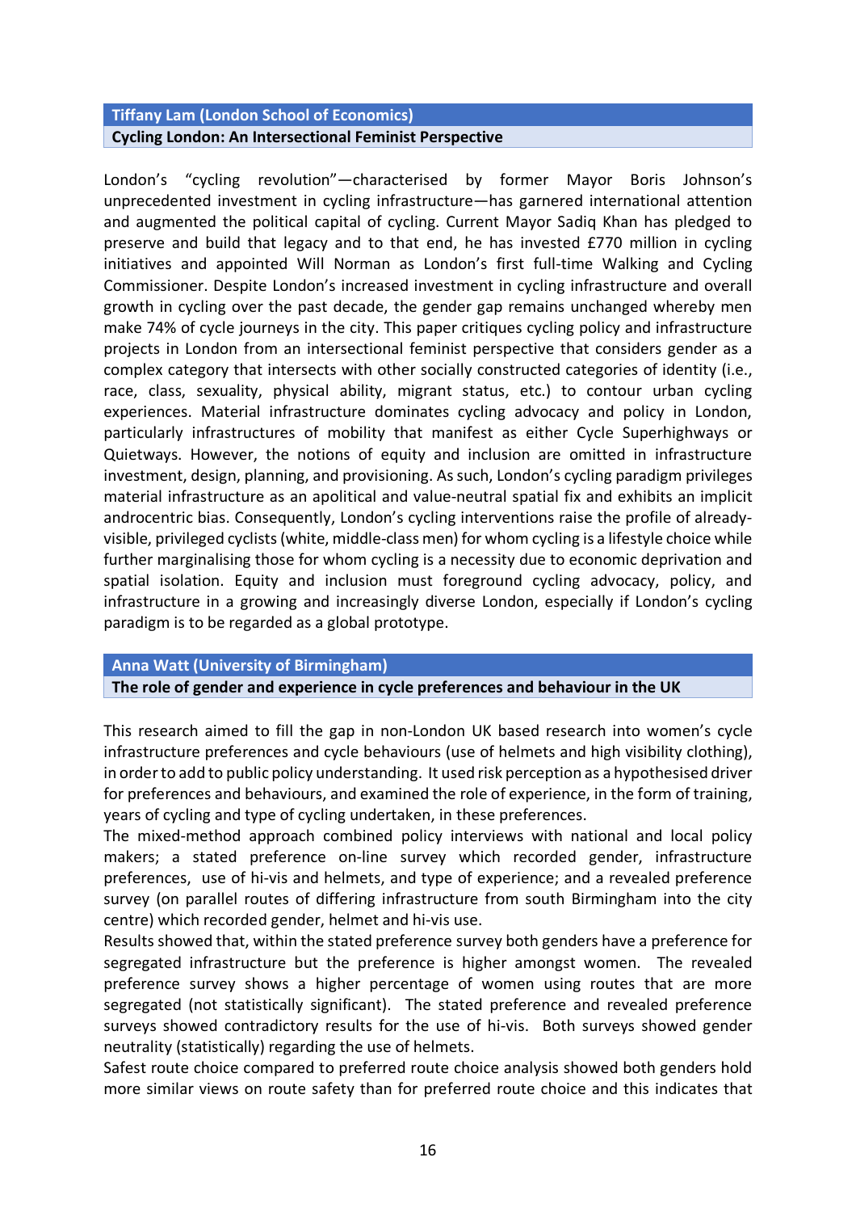### Tiffany Lam (London School of Economics)

**Cycling London: An Intersectional Feminist Perspective**

London's "cycling revolution"—characterised by former Mayor Boris Johnson's unprecedented investment in cycling infrastructure—has garnered international attention and augmented the political capital of cycling. Current Mayor Sadiq Khan has pledged to preserve and build that legacy and to that end, he has invested £770 million in cycling initiatives and appointed Will Norman as London's first full-time Walking and Cycling Commissioner. Despite London's increased investment in cycling infrastructure and overall growth in cycling over the past decade, the gender gap remains unchanged whereby men make 74% of cycle journeys in the city. This paper critiques cycling policy and infrastructure projects in London from an intersectional feminist perspective that considers gender as a complex category that intersects with other socially constructed categories of identity (i.e., race, class, sexuality, physical ability, migrant status, etc.) to contour urban cycling experiences. Material infrastructure dominates cycling advocacy and policy in London, particularly infrastructures of mobility that manifest as either Cycle Superhighways or Quietways. However, the notions of equity and inclusion are omitted in infrastructure investment, design, planning, and provisioning. As such, London's cycling paradigm privileges material infrastructure as an apolitical and value-neutral spatial fix and exhibits an implicit androcentric bias. Consequently, London's cycling interventions raise the profile of already-visible, privileged cyclists (white, middle-class men) for whom cycling is a lifestyle choice while further marginalising those for whom cycling is a necessity due to economic deprivation and spatial isolation. Equity and inclusion must foreground cycling advocacy, policy, and infrastructure in a growing and increasingly diverse London, especially if London's cycling paradigm is to be regarded as a global prototype.

### Anna Watt (University of Birmingham)

**The role of gender and experience in cycle preferences and behaviour in the UK**

This research aimed to fill the gap in non-London UK based research into women's cycle infrastructure preferences and cycle behaviours (use of helmets and high visibility clothing), in order to add to public policy understanding. It used risk perception as a hypothesised driver for preferences and behaviours, and examined the role of experience, in the form of training, years of cycling and type of cycling undertaken, in these preferences.

The mixed-method approach combined policy interviews with national and local policy makers; a stated preference on-line survey which recorded gender, infrastructure preferences, use of hi-vis and helmets, and type of experience; and a revealed preference survey (on parallel routes of differing infrastructure from south Birmingham into the city centre) which recorded gender, helmet and hi-vis use.

Results showed that, within the stated preference survey both genders have a preference for segregated infrastructure but the preference is higher amongst women. The revealed preference survey shows a higher percentage of women using routes that are more segregated (not statistically significant). The stated preference and revealed preference surveys showed contradictory results for the use of hi-vis. Both surveys showed gender neutrality (statistically) regarding the use of helmets.

Safest route choice compared to preferred route choice analysis showed both genders hold more similar views on route safety than for preferred route choice and this indicates that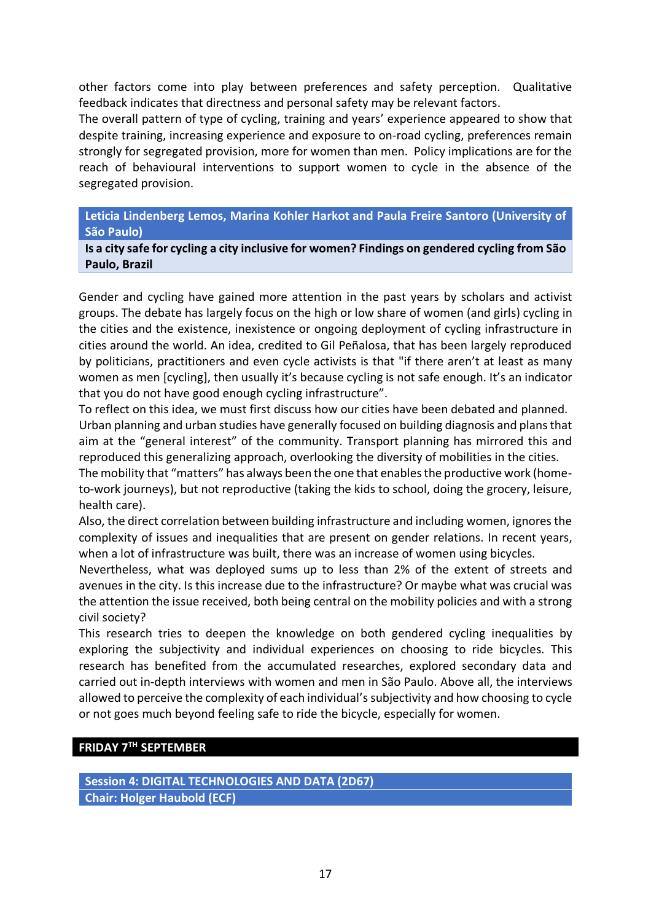other factors come into play between preferences and safety perception. Qualitative feedback indicates that directness and personal safety may be relevant factors.
The overall pattern of type of cycling, training and years' experience appeared to show that despite training, increasing experience and exposure to on-road cycling, preferences remain strongly for segregated provision, more for women than men. Policy implications are for the reach of behavioural interventions to support women to cycle in the absence of the segregated provision.

**Leticia Lindenberg Lemos, Marina Kohler Harkot and Paula Freire Santoro (University of São Paulo)**

**Is a city safe for cycling a city inclusive for women? Findings on gendered cycling from São Paulo, Brazil**

Gender and cycling have gained more attention in the past years by scholars and activist groups. The debate has largely focus on the high or low share of women (and girls) cycling in the cities and the existence, inexistence or ongoing deployment of cycling infrastructure in cities around the world. An idea, credited to Gil Peñalosa, that has been largely reproduced by politicians, practitioners and even cycle activists is that "if there aren't at least as many women as men [cycling], then usually it's because cycling is not safe enough. It's an indicator that you do not have good enough cycling infrastructure".
To reflect on this idea, we must first discuss how our cities have been debated and planned. Urban planning and urban studies have generally focused on building diagnosis and plans that aim at the "general interest" of the community. Transport planning has mirrored this and reproduced this generalizing approach, overlooking the diversity of mobilities in the cities.
The mobility that "matters" has always been the one that enables the productive work (home-to-work journeys), but not reproductive (taking the kids to school, doing the grocery, leisure, health care).
Also, the direct correlation between building infrastructure and including women, ignores the complexity of issues and inequalities that are present on gender relations. In recent years, when a lot of infrastructure was built, there was an increase of women using bicycles.
Nevertheless, what was deployed sums up to less than 2% of the extent of streets and avenues in the city. Is this increase due to the infrastructure? Or maybe what was crucial was the attention the issue received, both being central on the mobility policies and with a strong civil society?
This research tries to deepen the knowledge on both gendered cycling inequalities by exploring the subjectivity and individual experiences on choosing to ride bicycles. This research has benefited from the accumulated researches, explored secondary data and carried out in-depth interviews with women and men in São Paulo. Above all, the interviews allowed to perceive the complexity of each individual's subjectivity and how choosing to cycle or not goes much beyond feeling safe to ride the bicycle, especially for women.

## FRIDAY 7TH SEPTEMBER

**Session 4: DIGITAL TECHNOLOGIES AND DATA (2D67)**
**Chair: Holger Haubold (ECF)**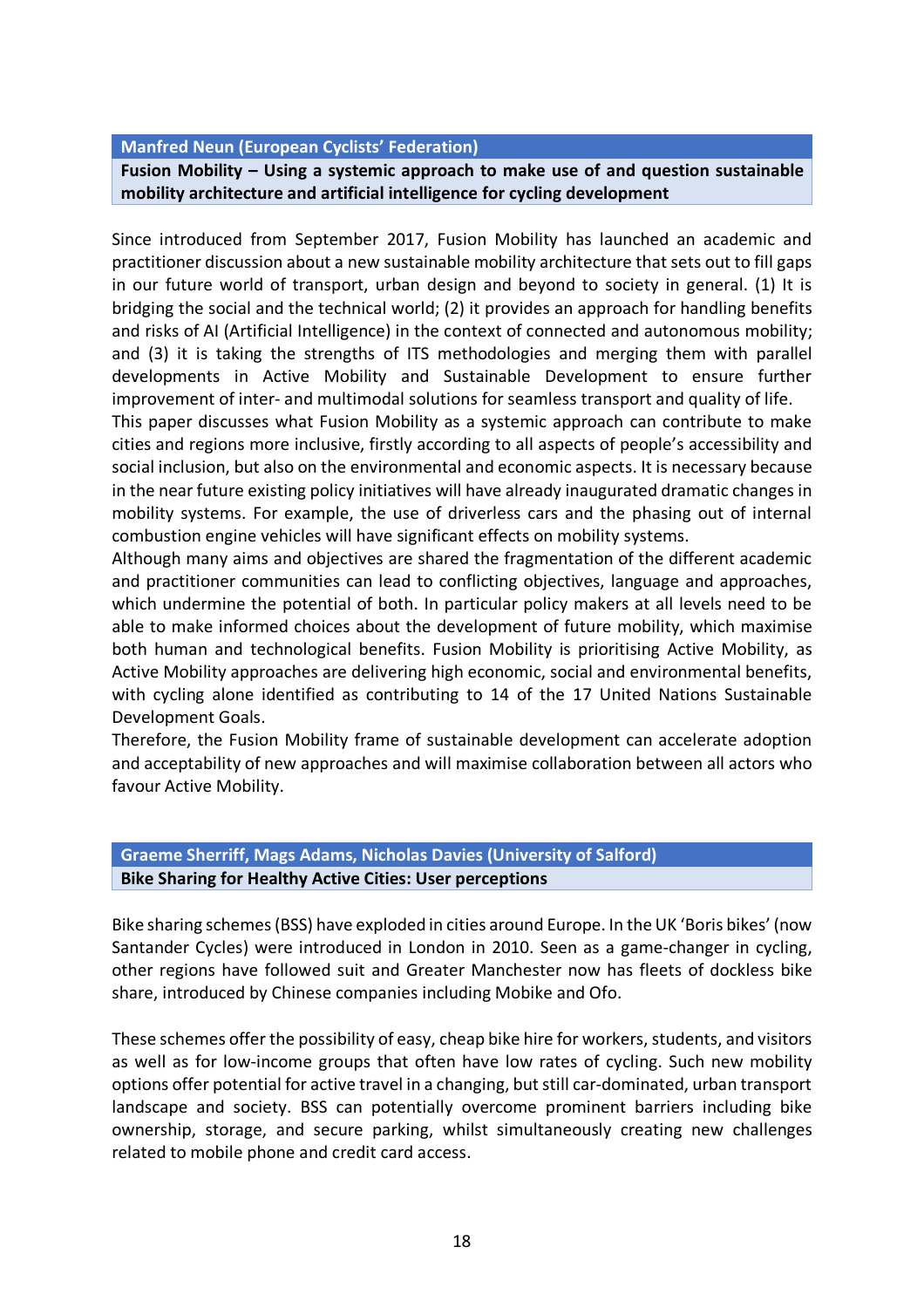### Manfred Neun (European Cyclists' Federation)

**Fusion Mobility – Using a systemic approach to make use of and question sustainable mobility architecture and artificial intelligence for cycling development**

Since introduced from September 2017, Fusion Mobility has launched an academic and practitioner discussion about a new sustainable mobility architecture that sets out to fill gaps in our future world of transport, urban design and beyond to society in general. (1) It is bridging the social and the technical world; (2) it provides an approach for handling benefits and risks of AI (Artificial Intelligence) in the context of connected and autonomous mobility; and (3) it is taking the strengths of ITS methodologies and merging them with parallel developments in Active Mobility and Sustainable Development to ensure further improvement of inter- and multimodal solutions for seamless transport and quality of life.

This paper discusses what Fusion Mobility as a systemic approach can contribute to make cities and regions more inclusive, firstly according to all aspects of people's accessibility and social inclusion, but also on the environmental and economic aspects. It is necessary because in the near future existing policy initiatives will have already inaugurated dramatic changes in mobility systems. For example, the use of driverless cars and the phasing out of internal combustion engine vehicles will have significant effects on mobility systems.

Although many aims and objectives are shared the fragmentation of the different academic and practitioner communities can lead to conflicting objectives, language and approaches, which undermine the potential of both. In particular policy makers at all levels need to be able to make informed choices about the development of future mobility, which maximise both human and technological benefits. Fusion Mobility is prioritising Active Mobility, as Active Mobility approaches are delivering high economic, social and environmental benefits, with cycling alone identified as contributing to 14 of the 17 United Nations Sustainable Development Goals.

Therefore, the Fusion Mobility frame of sustainable development can accelerate adoption and acceptability of new approaches and will maximise collaboration between all actors who favour Active Mobility.

### Graeme Sherriff, Mags Adams, Nicholas Davies (University of Salford)

**Bike Sharing for Healthy Active Cities: User perceptions**

Bike sharing schemes (BSS) have exploded in cities around Europe. In the UK 'Boris bikes' (now Santander Cycles) were introduced in London in 2010. Seen as a game-changer in cycling, other regions have followed suit and Greater Manchester now has fleets of dockless bike share, introduced by Chinese companies including Mobike and Ofo.

These schemes offer the possibility of easy, cheap bike hire for workers, students, and visitors as well as for low-income groups that often have low rates of cycling. Such new mobility options offer potential for active travel in a changing, but still car-dominated, urban transport landscape and society. BSS can potentially overcome prominent barriers including bike ownership, storage, and secure parking, whilst simultaneously creating new challenges related to mobile phone and credit card access.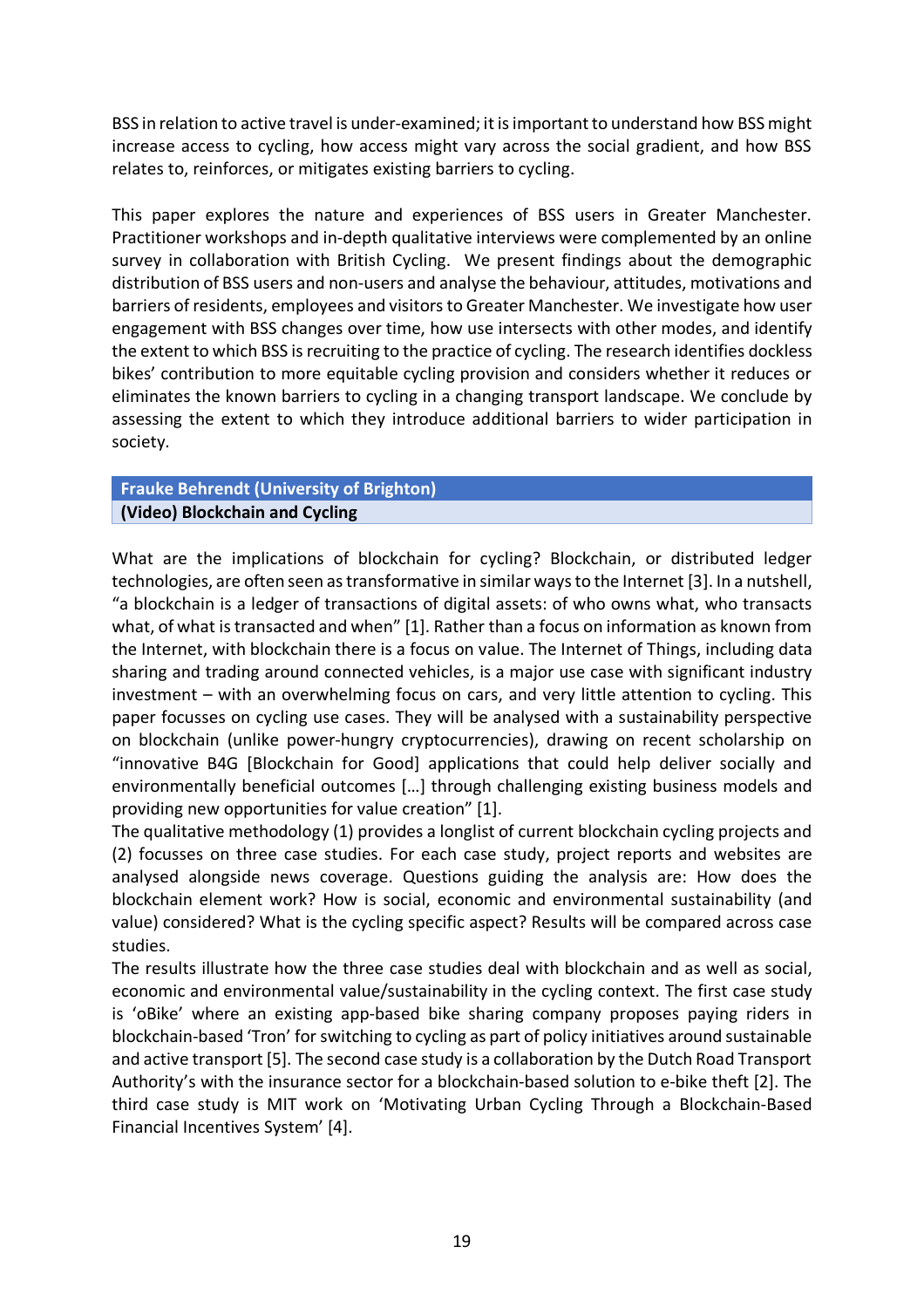BSS in relation to active travel is under-examined; it is important to understand how BSS might increase access to cycling, how access might vary across the social gradient, and how BSS relates to, reinforces, or mitigates existing barriers to cycling.

This paper explores the nature and experiences of BSS users in Greater Manchester. Practitioner workshops and in-depth qualitative interviews were complemented by an online survey in collaboration with British Cycling. We present findings about the demographic distribution of BSS users and non-users and analyse the behaviour, attitudes, motivations and barriers of residents, employees and visitors to Greater Manchester. We investigate how user engagement with BSS changes over time, how use intersects with other modes, and identify the extent to which BSS is recruiting to the practice of cycling. The research identifies dockless bikes' contribution to more equitable cycling provision and considers whether it reduces or eliminates the known barriers to cycling in a changing transport landscape. We conclude by assessing the extent to which they introduce additional barriers to wider participation in society.

### Frauke Behrendt (University of Brighton)

### (Video) Blockchain and Cycling

What are the implications of blockchain for cycling? Blockchain, or distributed ledger technologies, are often seen as transformative in similar ways to the Internet [3]. In a nutshell, "a blockchain is a ledger of transactions of digital assets: of who owns what, who transacts what, of what is transacted and when" [1]. Rather than a focus on information as known from the Internet, with blockchain there is a focus on value. The Internet of Things, including data sharing and trading around connected vehicles, is a major use case with significant industry investment – with an overwhelming focus on cars, and very little attention to cycling. This paper focusses on cycling use cases. They will be analysed with a sustainability perspective on blockchain (unlike power-hungry cryptocurrencies), drawing on recent scholarship on "innovative B4G [Blockchain for Good] applications that could help deliver socially and environmentally beneficial outcomes […] through challenging existing business models and providing new opportunities for value creation" [1].

The qualitative methodology (1) provides a longlist of current blockchain cycling projects and (2) focusses on three case studies. For each case study, project reports and websites are analysed alongside news coverage. Questions guiding the analysis are: How does the blockchain element work? How is social, economic and environmental sustainability (and value) considered? What is the cycling specific aspect? Results will be compared across case studies.

The results illustrate how the three case studies deal with blockchain and as well as social, economic and environmental value/sustainability in the cycling context. The first case study is 'oBike' where an existing app-based bike sharing company proposes paying riders in blockchain-based 'Tron' for switching to cycling as part of policy initiatives around sustainable and active transport [5]. The second case study is a collaboration by the Dutch Road Transport Authority's with the insurance sector for a blockchain-based solution to e-bike theft [2]. The third case study is MIT work on 'Motivating Urban Cycling Through a Blockchain-Based Financial Incentives System' [4].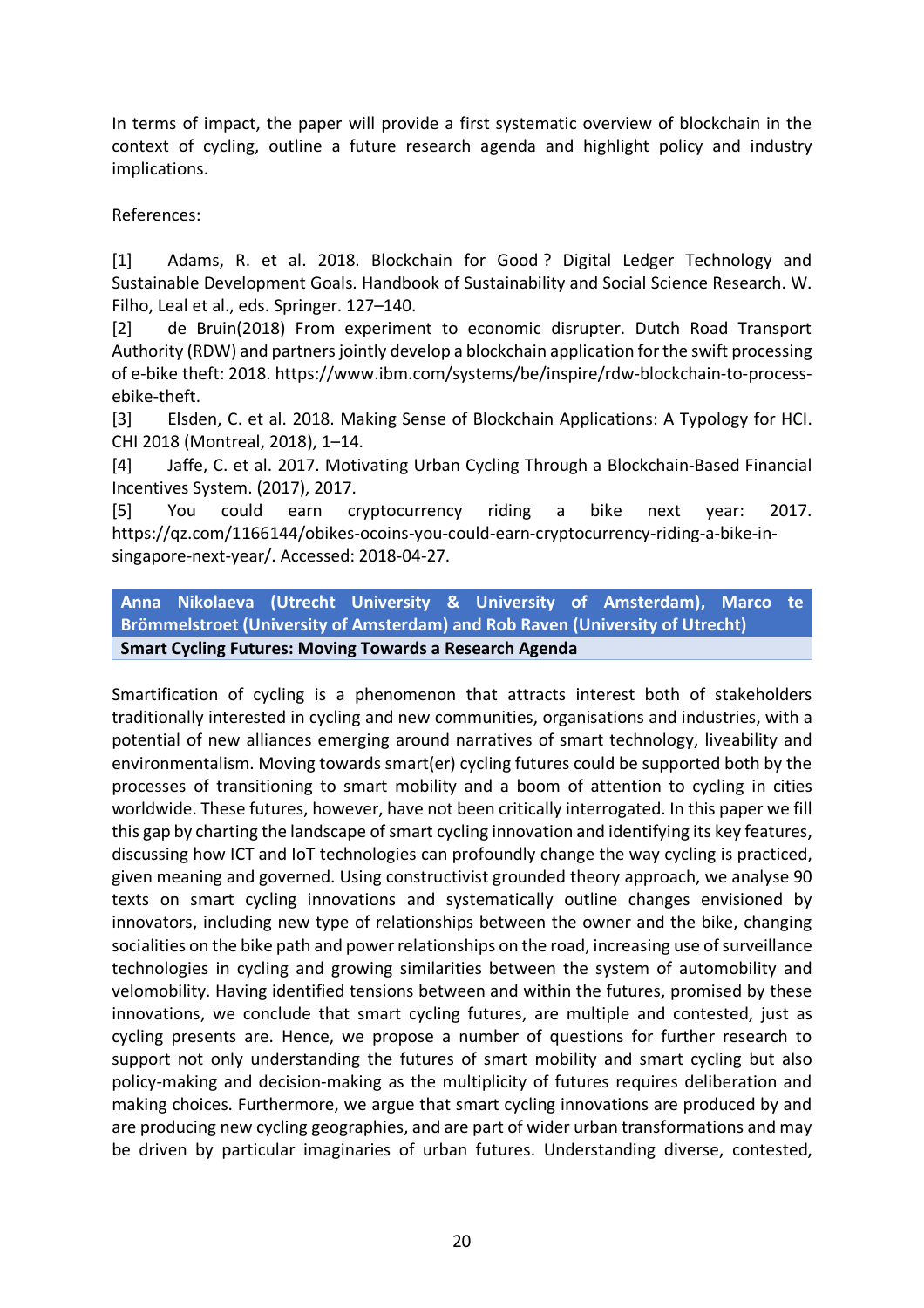In terms of impact, the paper will provide a first systematic overview of blockchain in the context of cycling, outline a future research agenda and highlight policy and industry implications.

References:

[1] Adams, R. et al. 2018. Blockchain for Good ? Digital Ledger Technology and Sustainable Development Goals. Handbook of Sustainability and Social Science Research. W. Filho, Leal et al., eds. Springer. 127–140.
[2] de Bruin(2018) From experiment to economic disrupter. Dutch Road Transport Authority (RDW) and partners jointly develop a blockchain application for the swift processing of e-bike theft: 2018. https://www.ibm.com/systems/be/inspire/rdw-blockchain-to-process-ebike-theft.
[3] Elsden, C. et al. 2018. Making Sense of Blockchain Applications: A Typology for HCI. CHI 2018 (Montreal, 2018), 1–14.
[4] Jaffe, C. et al. 2017. Motivating Urban Cycling Through a Blockchain-Based Financial Incentives System. (2017), 2017.
[5] You could earn cryptocurrency riding a bike next year: 2017. https://qz.com/1166144/obikes-ocoins-you-could-earn-cryptocurrency-riding-a-bike-in-singapore-next-year/. Accessed: 2018-04-27.

**Anna Nikolaeva (Utrecht University & University of Amsterdam), Marco te Brömmelstroet (University of Amsterdam) and Rob Raven (University of Utrecht)**

**Smart Cycling Futures: Moving Towards a Research Agenda**

Smartification of cycling is a phenomenon that attracts interest both of stakeholders traditionally interested in cycling and new communities, organisations and industries, with a potential of new alliances emerging around narratives of smart technology, liveability and environmentalism. Moving towards smart(er) cycling futures could be supported both by the processes of transitioning to smart mobility and a boom of attention to cycling in cities worldwide. These futures, however, have not been critically interrogated. In this paper we fill this gap by charting the landscape of smart cycling innovation and identifying its key features, discussing how ICT and IoT technologies can profoundly change the way cycling is practiced, given meaning and governed. Using constructivist grounded theory approach, we analyse 90 texts on smart cycling innovations and systematically outline changes envisioned by innovators, including new type of relationships between the owner and the bike, changing socialities on the bike path and power relationships on the road, increasing use of surveillance technologies in cycling and growing similarities between the system of automobility and velomobility. Having identified tensions between and within the futures, promised by these innovations, we conclude that smart cycling futures, are multiple and contested, just as cycling presents are. Hence, we propose a number of questions for further research to support not only understanding the futures of smart mobility and smart cycling but also policy-making and decision-making as the multiplicity of futures requires deliberation and making choices. Furthermore, we argue that smart cycling innovations are produced by and are producing new cycling geographies, and are part of wider urban transformations and may be driven by particular imaginaries of urban futures. Understanding diverse, contested,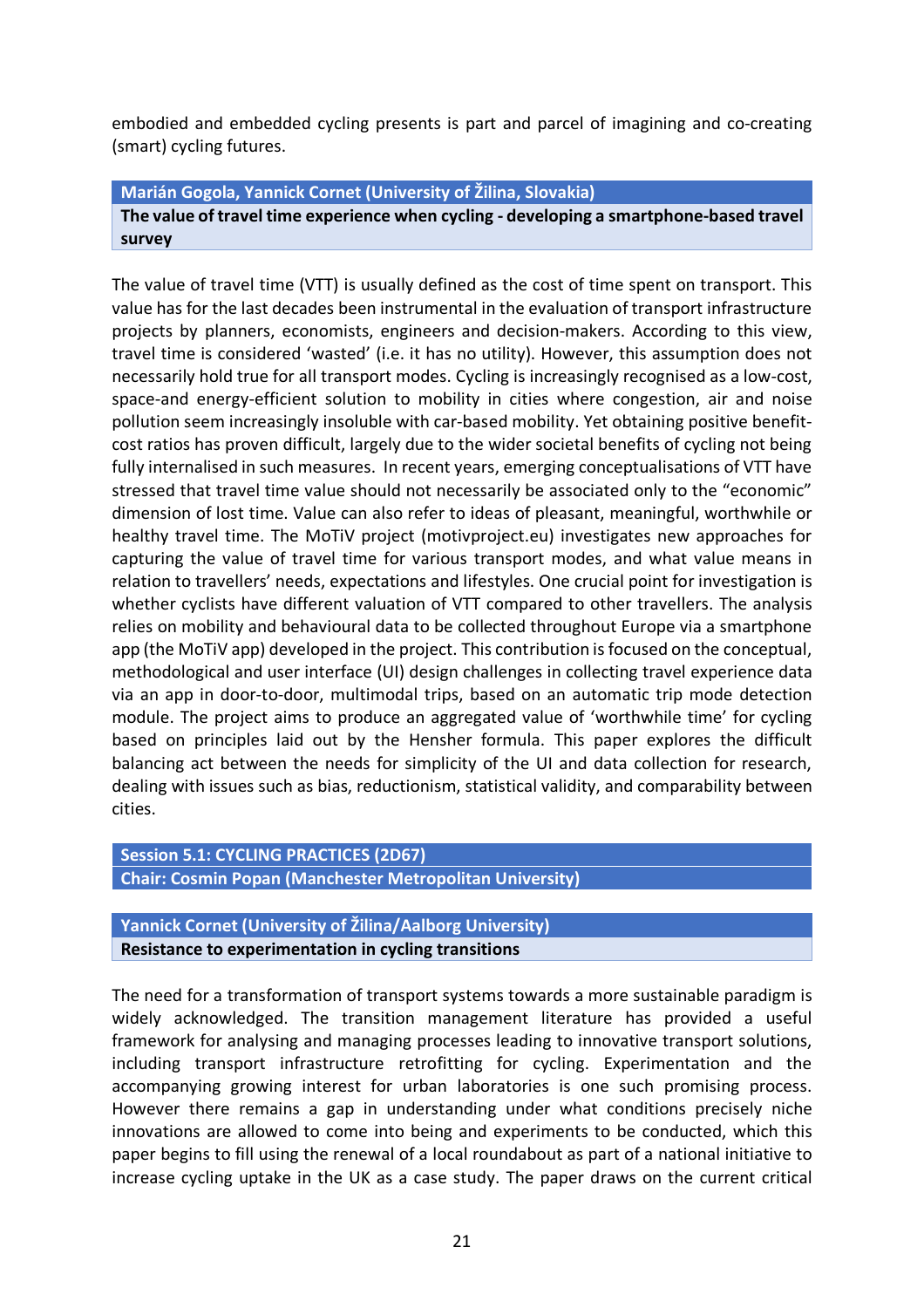embodied and embedded cycling presents is part and parcel of imagining and co-creating (smart) cycling futures.

**Marián Gogola, Yannick Cornet (University of Žilina, Slovakia)**

**The value of travel time experience when cycling - developing a smartphone-based travel survey**

The value of travel time (VTT) is usually defined as the cost of time spent on transport. This value has for the last decades been instrumental in the evaluation of transport infrastructure projects by planners, economists, engineers and decision-makers. According to this view, travel time is considered 'wasted' (i.e. it has no utility). However, this assumption does not necessarily hold true for all transport modes. Cycling is increasingly recognised as a low-cost, space-and energy-efficient solution to mobility in cities where congestion, air and noise pollution seem increasingly insoluble with car-based mobility. Yet obtaining positive benefit-cost ratios has proven difficult, largely due to the wider societal benefits of cycling not being fully internalised in such measures. In recent years, emerging conceptualisations of VTT have stressed that travel time value should not necessarily be associated only to the "economic" dimension of lost time. Value can also refer to ideas of pleasant, meaningful, worthwhile or healthy travel time. The MoTiV project (motivproject.eu) investigates new approaches for capturing the value of travel time for various transport modes, and what value means in relation to travellers' needs, expectations and lifestyles. One crucial point for investigation is whether cyclists have different valuation of VTT compared to other travellers. The analysis relies on mobility and behavioural data to be collected throughout Europe via a smartphone app (the MoTiV app) developed in the project. This contribution is focused on the conceptual, methodological and user interface (UI) design challenges in collecting travel experience data via an app in door-to-door, multimodal trips, based on an automatic trip mode detection module. The project aims to produce an aggregated value of 'worthwhile time' for cycling based on principles laid out by the Hensher formula. This paper explores the difficult balancing act between the needs for simplicity of the UI and data collection for research, dealing with issues such as bias, reductionism, statistical validity, and comparability between cities.

## Session 5.1: CYCLING PRACTICES (2D67)

**Chair: Cosmin Popan (Manchester Metropolitan University)**

**Yannick Cornet (University of Žilina/Aalborg University)**

**Resistance to experimentation in cycling transitions**

The need for a transformation of transport systems towards a more sustainable paradigm is widely acknowledged. The transition management literature has provided a useful framework for analysing and managing processes leading to innovative transport solutions, including transport infrastructure retrofitting for cycling. Experimentation and the accompanying growing interest for urban laboratories is one such promising process. However there remains a gap in understanding under what conditions precisely niche innovations are allowed to come into being and experiments to be conducted, which this paper begins to fill using the renewal of a local roundabout as part of a national initiative to increase cycling uptake in the UK as a case study. The paper draws on the current critical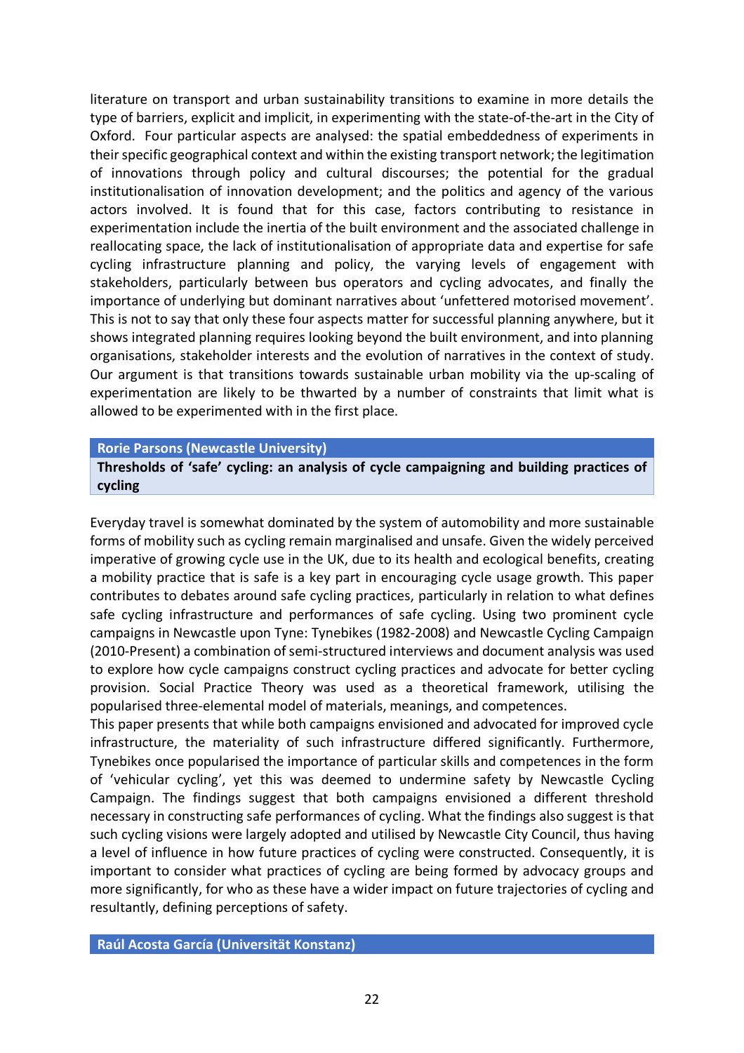literature on transport and urban sustainability transitions to examine in more details the type of barriers, explicit and implicit, in experimenting with the state-of-the-art in the City of Oxford. Four particular aspects are analysed: the spatial embeddedness of experiments in their specific geographical context and within the existing transport network; the legitimation of innovations through policy and cultural discourses; the potential for the gradual institutionalisation of innovation development; and the politics and agency of the various actors involved. It is found that for this case, factors contributing to resistance in experimentation include the inertia of the built environment and the associated challenge in reallocating space, the lack of institutionalisation of appropriate data and expertise for safe cycling infrastructure planning and policy, the varying levels of engagement with stakeholders, particularly between bus operators and cycling advocates, and finally the importance of underlying but dominant narratives about 'unfettered motorised movement'. This is not to say that only these four aspects matter for successful planning anywhere, but it shows integrated planning requires looking beyond the built environment, and into planning organisations, stakeholder interests and the evolution of narratives in the context of study. Our argument is that transitions towards sustainable urban mobility via the up-scaling of experimentation are likely to be thwarted by a number of constraints that limit what is allowed to be experimented with in the first place.

**Rorie Parsons (Newcastle University)**

**Thresholds of 'safe' cycling: an analysis of cycle campaigning and building practices of cycling**

Everyday travel is somewhat dominated by the system of automobility and more sustainable forms of mobility such as cycling remain marginalised and unsafe. Given the widely perceived imperative of growing cycle use in the UK, due to its health and ecological benefits, creating a mobility practice that is safe is a key part in encouraging cycle usage growth. This paper contributes to debates around safe cycling practices, particularly in relation to what defines safe cycling infrastructure and performances of safe cycling. Using two prominent cycle campaigns in Newcastle upon Tyne: Tynebikes (1982-2008) and Newcastle Cycling Campaign (2010-Present) a combination of semi-structured interviews and document analysis was used to explore how cycle campaigns construct cycling practices and advocate for better cycling provision. Social Practice Theory was used as a theoretical framework, utilising the popularised three-elemental model of materials, meanings, and competences.

This paper presents that while both campaigns envisioned and advocated for improved cycle infrastructure, the materiality of such infrastructure differed significantly. Furthermore, Tynebikes once popularised the importance of particular skills and competences in the form of 'vehicular cycling', yet this was deemed to undermine safety by Newcastle Cycling Campaign. The findings suggest that both campaigns envisioned a different threshold necessary in constructing safe performances of cycling. What the findings also suggest is that such cycling visions were largely adopted and utilised by Newcastle City Council, thus having a level of influence in how future practices of cycling were constructed. Consequently, it is important to consider what practices of cycling are being formed by advocacy groups and more significantly, for who as these have a wider impact on future trajectories of cycling and resultantly, defining perceptions of safety.

**Raúl Acosta García (Universität Konstanz)**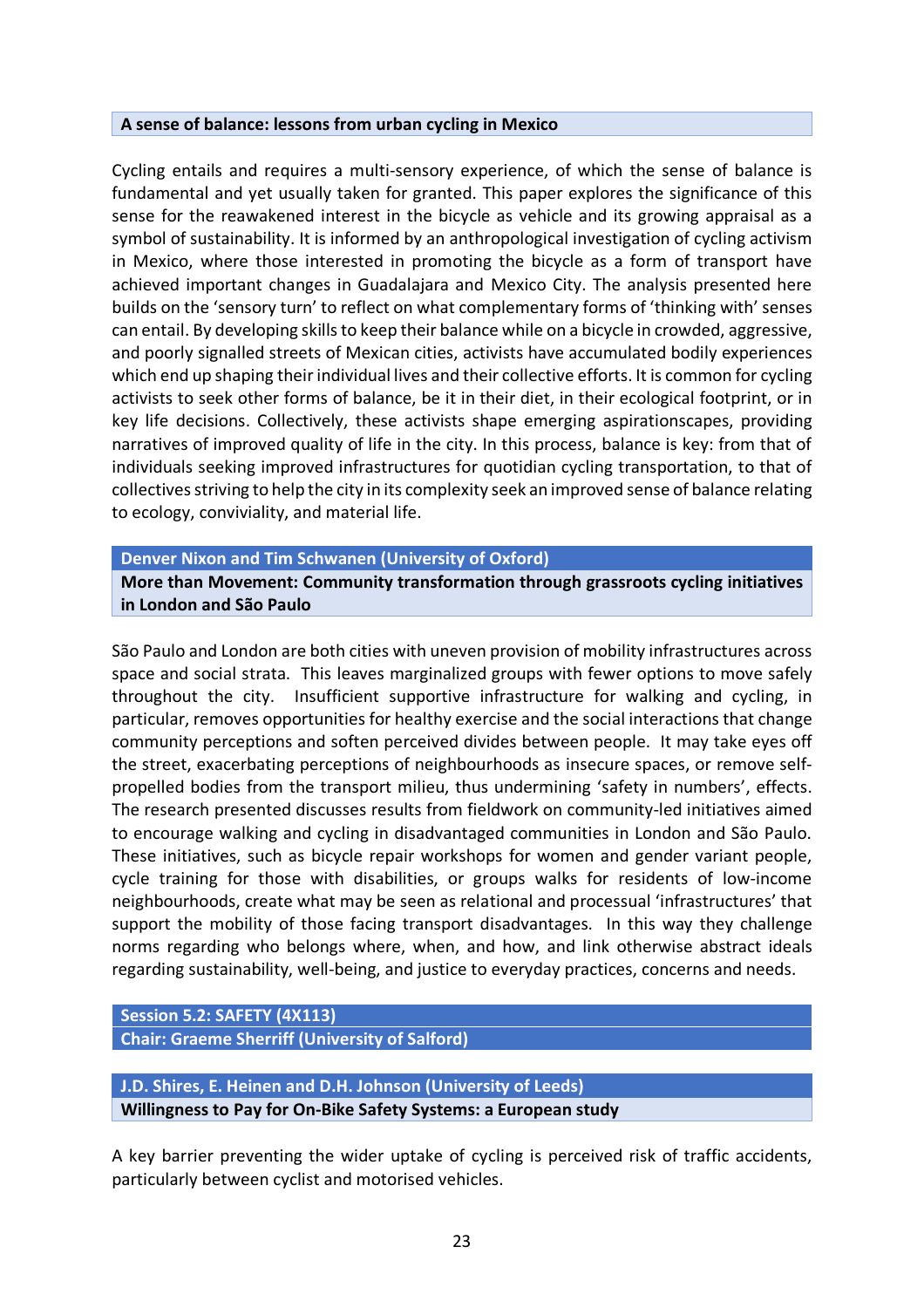**A sense of balance: lessons from urban cycling in Mexico**

Cycling entails and requires a multi-sensory experience, of which the sense of balance is fundamental and yet usually taken for granted. This paper explores the significance of this sense for the reawakened interest in the bicycle as vehicle and its growing appraisal as a symbol of sustainability. It is informed by an anthropological investigation of cycling activism in Mexico, where those interested in promoting the bicycle as a form of transport have achieved important changes in Guadalajara and Mexico City. The analysis presented here builds on the 'sensory turn' to reflect on what complementary forms of 'thinking with' senses can entail. By developing skills to keep their balance while on a bicycle in crowded, aggressive, and poorly signalled streets of Mexican cities, activists have accumulated bodily experiences which end up shaping their individual lives and their collective efforts. It is common for cycling activists to seek other forms of balance, be it in their diet, in their ecological footprint, or in key life decisions. Collectively, these activists shape emerging aspirationscapes, providing narratives of improved quality of life in the city. In this process, balance is key: from that of individuals seeking improved infrastructures for quotidian cycling transportation, to that of collectives striving to help the city in its complexity seek an improved sense of balance relating to ecology, conviviality, and material life.

**Denver Nixon and Tim Schwanen (University of Oxford)**

**More than Movement: Community transformation through grassroots cycling initiatives in London and São Paulo**

São Paulo and London are both cities with uneven provision of mobility infrastructures across space and social strata. This leaves marginalized groups with fewer options to move safely throughout the city. Insufficient supportive infrastructure for walking and cycling, in particular, removes opportunities for healthy exercise and the social interactions that change community perceptions and soften perceived divides between people. It may take eyes off the street, exacerbating perceptions of neighbourhoods as insecure spaces, or remove self-propelled bodies from the transport milieu, thus undermining 'safety in numbers', effects. The research presented discusses results from fieldwork on community-led initiatives aimed to encourage walking and cycling in disadvantaged communities in London and São Paulo. These initiatives, such as bicycle repair workshops for women and gender variant people, cycle training for those with disabilities, or groups walks for residents of low-income neighbourhoods, create what may be seen as relational and processual 'infrastructures' that support the mobility of those facing transport disadvantages. In this way they challenge norms regarding who belongs where, when, and how, and link otherwise abstract ideals regarding sustainability, well-being, and justice to everyday practices, concerns and needs.

**Session 5.2: SAFETY (4X113)**

**Chair: Graeme Sherriff (University of Salford)**

**J.D. Shires, E. Heinen and D.H. Johnson (University of Leeds)**

**Willingness to Pay for On-Bike Safety Systems: a European study**

A key barrier preventing the wider uptake of cycling is perceived risk of traffic accidents, particularly between cyclist and motorised vehicles.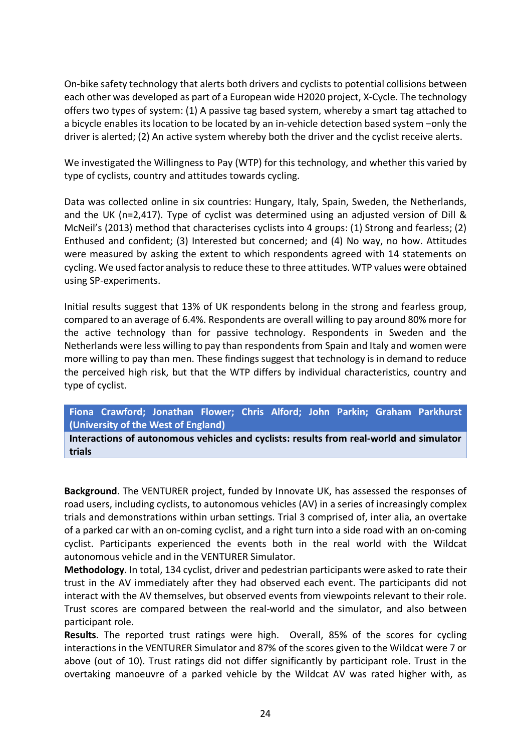On-bike safety technology that alerts both drivers and cyclists to potential collisions between each other was developed as part of a European wide H2020 project, X-Cycle. The technology offers two types of system: (1) A passive tag based system, whereby a smart tag attached to a bicycle enables its location to be located by an in-vehicle detection based system –only the driver is alerted; (2) An active system whereby both the driver and the cyclist receive alerts.

We investigated the Willingness to Pay (WTP) for this technology, and whether this varied by type of cyclists, country and attitudes towards cycling.

Data was collected online in six countries: Hungary, Italy, Spain, Sweden, the Netherlands, and the UK (n=2,417). Type of cyclist was determined using an adjusted version of Dill & McNeil's (2013) method that characterises cyclists into 4 groups: (1) Strong and fearless; (2) Enthused and confident; (3) Interested but concerned; and (4) No way, no how. Attitudes were measured by asking the extent to which respondents agreed with 14 statements on cycling. We used factor analysis to reduce these to three attitudes. WTP values were obtained using SP-experiments.

Initial results suggest that 13% of UK respondents belong in the strong and fearless group, compared to an average of 6.4%. Respondents are overall willing to pay around 80% more for the active technology than for passive technology. Respondents in Sweden and the Netherlands were less willing to pay than respondents from Spain and Italy and women were more willing to pay than men. These findings suggest that technology is in demand to reduce the perceived high risk, but that the WTP differs by individual characteristics, country and type of cyclist.

**Fiona Crawford; Jonathan Flower; Chris Alford; John Parkin; Graham Parkhurst (University of the West of England)**

**Interactions of autonomous vehicles and cyclists: results from real-world and simulator trials**

**Background**. The VENTURER project, funded by Innovate UK, has assessed the responses of road users, including cyclists, to autonomous vehicles (AV) in a series of increasingly complex trials and demonstrations within urban settings. Trial 3 comprised of, inter alia, an overtake of a parked car with an on-coming cyclist, and a right turn into a side road with an on-coming cyclist. Participants experienced the events both in the real world with the Wildcat autonomous vehicle and in the VENTURER Simulator.

**Methodology**. In total, 134 cyclist, driver and pedestrian participants were asked to rate their trust in the AV immediately after they had observed each event. The participants did not interact with the AV themselves, but observed events from viewpoints relevant to their role. Trust scores are compared between the real-world and the simulator, and also between participant role.

**Results**. The reported trust ratings were high. Overall, 85% of the scores for cycling interactions in the VENTURER Simulator and 87% of the scores given to the Wildcat were 7 or above (out of 10). Trust ratings did not differ significantly by participant role. Trust in the overtaking manoeuvre of a parked vehicle by the Wildcat AV was rated higher with, as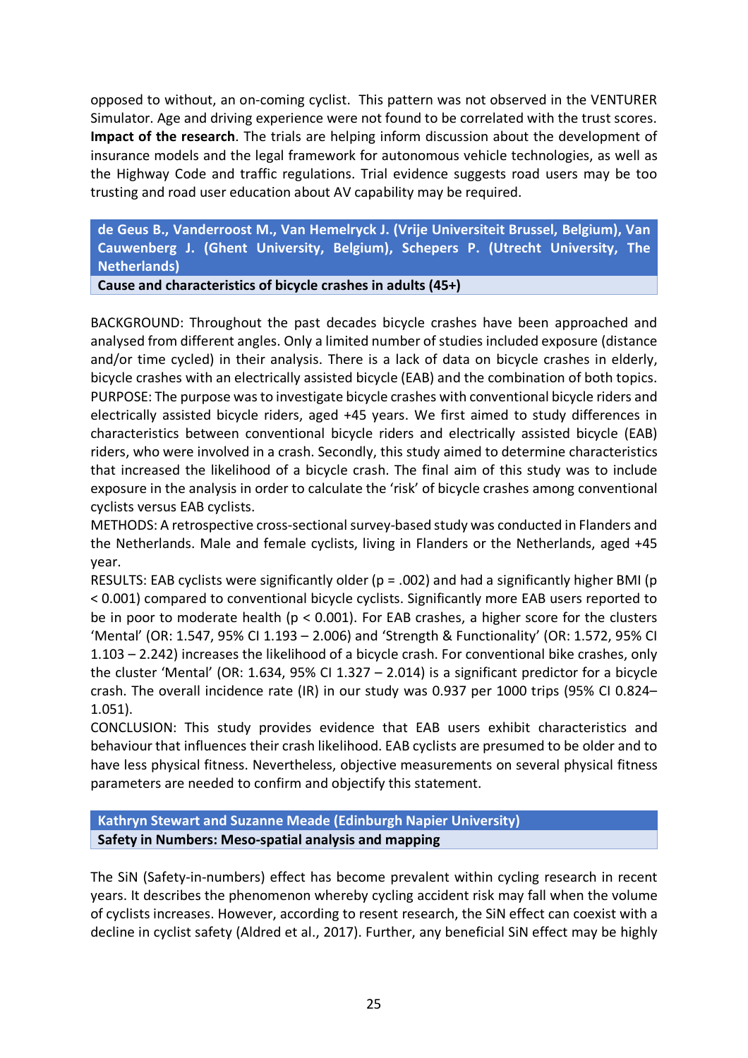opposed to without, an on-coming cyclist. This pattern was not observed in the VENTURER Simulator. Age and driving experience were not found to be correlated with the trust scores. **Impact of the research**. The trials are helping inform discussion about the development of insurance models and the legal framework for autonomous vehicle technologies, as well as the Highway Code and traffic regulations. Trial evidence suggests road users may be too trusting and road user education about AV capability may be required.

**de Geus B., Vanderroost M., Van Hemelryck J. (Vrije Universiteit Brussel, Belgium), Van Cauwenberg J. (Ghent University, Belgium), Schepers P. (Utrecht University, The Netherlands)**

**Cause and characteristics of bicycle crashes in adults (45+)**

BACKGROUND: Throughout the past decades bicycle crashes have been approached and analysed from different angles. Only a limited number of studies included exposure (distance and/or time cycled) in their analysis. There is a lack of data on bicycle crashes in elderly, bicycle crashes with an electrically assisted bicycle (EAB) and the combination of both topics.
PURPOSE: The purpose was to investigate bicycle crashes with conventional bicycle riders and electrically assisted bicycle riders, aged +45 years. We first aimed to study differences in characteristics between conventional bicycle riders and electrically assisted bicycle (EAB) riders, who were involved in a crash. Secondly, this study aimed to determine characteristics that increased the likelihood of a bicycle crash. The final aim of this study was to include exposure in the analysis in order to calculate the 'risk' of bicycle crashes among conventional cyclists versus EAB cyclists.
METHODS: A retrospective cross-sectional survey-based study was conducted in Flanders and the Netherlands. Male and female cyclists, living in Flanders or the Netherlands, aged +45 year.
RESULTS: EAB cyclists were significantly older ($p = .002$) and had a significantly higher BMI ($p < 0.001$) compared to conventional bicycle cyclists. Significantly more EAB users reported to be in poor to moderate health ($p < 0.001$). For EAB crashes, a higher score for the clusters 'Mental' (OR: 1.547, 95% CI 1.193 – 2.006) and 'Strength & Functionality' (OR: 1.572, 95% CI 1.103 – 2.242) increases the likelihood of a bicycle crash. For conventional bike crashes, only the cluster 'Mental' (OR: 1.634, 95% CI 1.327 – 2.014) is a significant predictor for a bicycle crash. The overall incidence rate (IR) in our study was 0.937 per 1000 trips (95% CI 0.824–1.051).
CONCLUSION: This study provides evidence that EAB users exhibit characteristics and behaviour that influences their crash likelihood. EAB cyclists are presumed to be older and to have less physical fitness. Nevertheless, objective measurements on several physical fitness parameters are needed to confirm and objectify this statement.

**Kathryn Stewart and Suzanne Meade (Edinburgh Napier University)**

**Safety in Numbers: Meso-spatial analysis and mapping**

The SiN (Safety-in-numbers) effect has become prevalent within cycling research in recent years. It describes the phenomenon whereby cycling accident risk may fall when the volume of cyclists increases. However, according to resent research, the SiN effect can coexist with a decline in cyclist safety (Aldred et al., 2017). Further, any beneficial SiN effect may be highly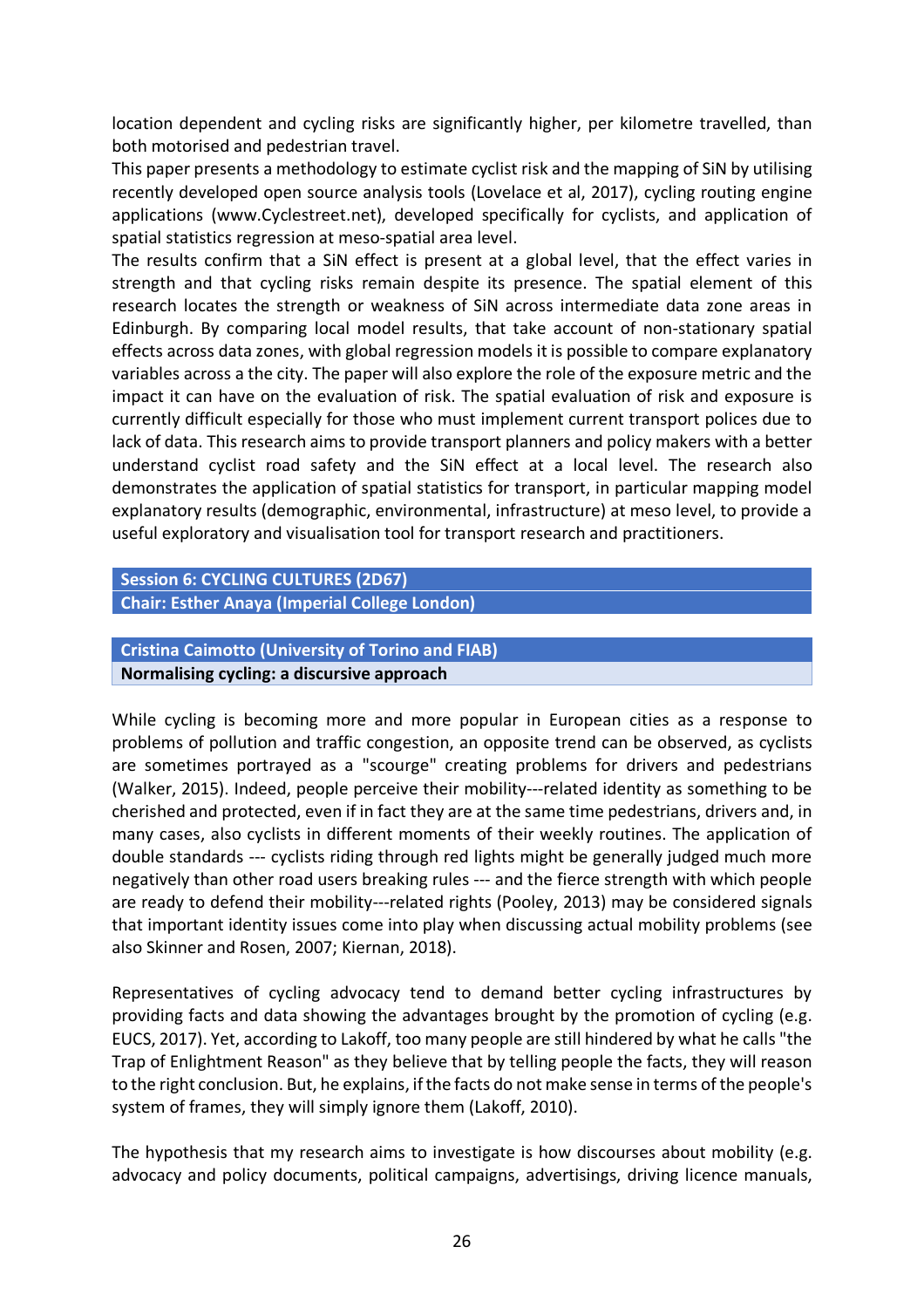location dependent and cycling risks are significantly higher, per kilometre travelled, than both motorised and pedestrian travel.

This paper presents a methodology to estimate cyclist risk and the mapping of SiN by utilising recently developed open source analysis tools (Lovelace et al, 2017), cycling routing engine applications (www.Cyclestreet.net), developed specifically for cyclists, and application of spatial statistics regression at meso-spatial area level.

The results confirm that a SiN effect is present at a global level, that the effect varies in strength and that cycling risks remain despite its presence. The spatial element of this research locates the strength or weakness of SiN across intermediate data zone areas in Edinburgh. By comparing local model results, that take account of non-stationary spatial effects across data zones, with global regression models it is possible to compare explanatory variables across a the city. The paper will also explore the role of the exposure metric and the impact it can have on the evaluation of risk. The spatial evaluation of risk and exposure is currently difficult especially for those who must implement current transport polices due to lack of data. This research aims to provide transport planners and policy makers with a better understand cyclist road safety and the SiN effect at a local level. The research also demonstrates the application of spatial statistics for transport, in particular mapping model explanatory results (demographic, environmental, infrastructure) at meso level, to provide a useful exploratory and visualisation tool for transport research and practitioners.

## Session 6: CYCLING CULTURES (2D67)

**Chair: Esther Anaya (Imperial College London)**

### Cristina Caimotto (University of Torino and FIAB)

**Normalising cycling: a discursive approach**

While cycling is becoming more and more popular in European cities as a response to problems of pollution and traffic congestion, an opposite trend can be observed, as cyclists are sometimes portrayed as a "scourge" creating problems for drivers and pedestrians (Walker, 2015). Indeed, people perceive their mobility---related identity as something to be cherished and protected, even if in fact they are at the same time pedestrians, drivers and, in many cases, also cyclists in different moments of their weekly routines. The application of double standards --- cyclists riding through red lights might be generally judged much more negatively than other road users breaking rules --- and the fierce strength with which people are ready to defend their mobility---related rights (Pooley, 2013) may be considered signals that important identity issues come into play when discussing actual mobility problems (see also Skinner and Rosen, 2007; Kiernan, 2018).

Representatives of cycling advocacy tend to demand better cycling infrastructures by providing facts and data showing the advantages brought by the promotion of cycling (e.g. EUCS, 2017). Yet, according to Lakoff, too many people are still hindered by what he calls "the Trap of Enlightment Reason" as they believe that by telling people the facts, they will reason to the right conclusion. But, he explains, if the facts do not make sense in terms of the people's system of frames, they will simply ignore them (Lakoff, 2010).

The hypothesis that my research aims to investigate is how discourses about mobility (e.g. advocacy and policy documents, political campaigns, advertisings, driving licence manuals,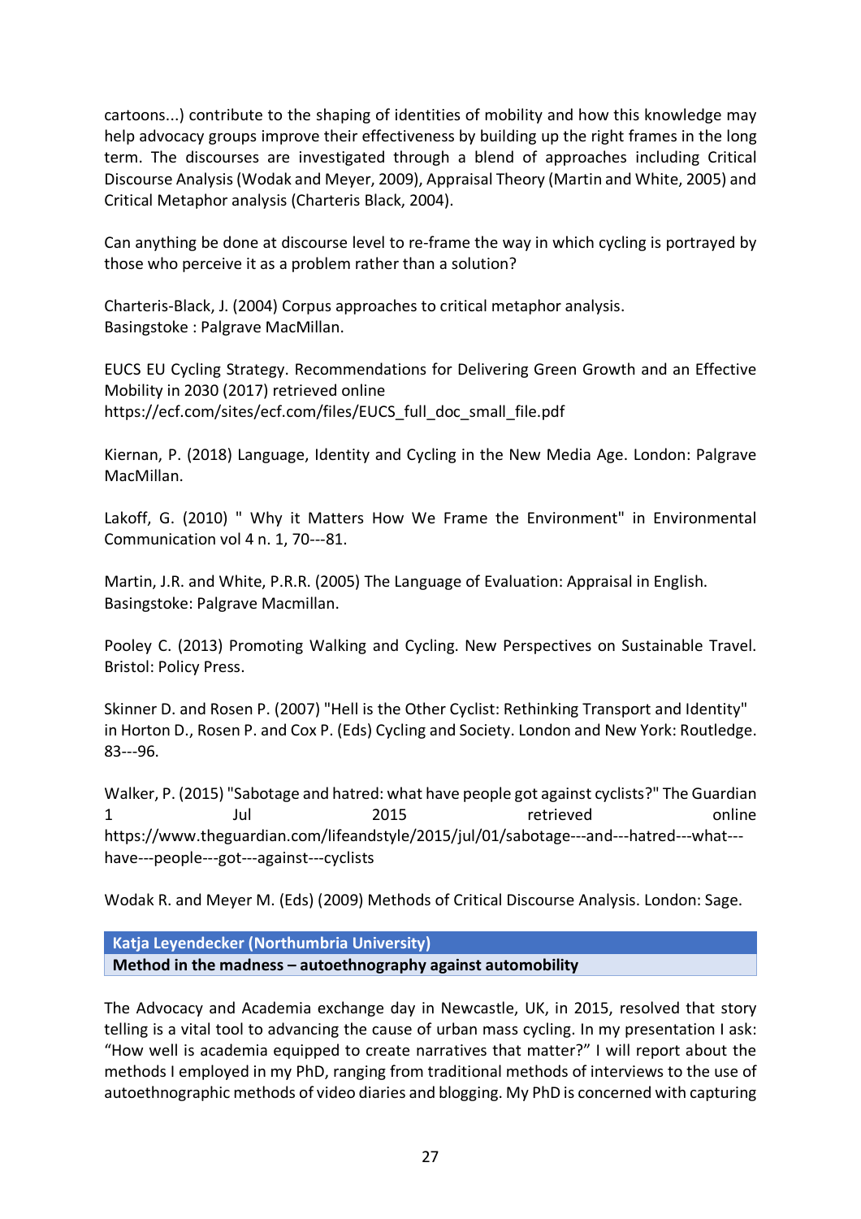cartoons...) contribute to the shaping of identities of mobility and how this knowledge may help advocacy groups improve their effectiveness by building up the right frames in the long term. The discourses are investigated through a blend of approaches including Critical Discourse Analysis (Wodak and Meyer, 2009), Appraisal Theory (Martin and White, 2005) and Critical Metaphor analysis (Charteris Black, 2004).

Can anything be done at discourse level to re-frame the way in which cycling is portrayed by those who perceive it as a problem rather than a solution?

Charteris-Black, J. (2004) Corpus approaches to critical metaphor analysis. Basingstoke : Palgrave MacMillan.

EUCS EU Cycling Strategy. Recommendations for Delivering Green Growth and an Effective Mobility in 2030 (2017) retrieved online https://ecf.com/sites/ecf.com/files/EUCS_full_doc_small_file.pdf

Kiernan, P. (2018) Language, Identity and Cycling in the New Media Age. London: Palgrave MacMillan.

Lakoff, G. (2010) " Why it Matters How We Frame the Environment" in Environmental Communication vol 4 n. 1, 70---81.

Martin, J.R. and White, P.R.R. (2005) The Language of Evaluation: Appraisal in English. Basingstoke: Palgrave Macmillan.

Pooley C. (2013) Promoting Walking and Cycling. New Perspectives on Sustainable Travel. Bristol: Policy Press.

Skinner D. and Rosen P. (2007) "Hell is the Other Cyclist: Rethinking Transport and Identity" in Horton D., Rosen P. and Cox P. (Eds) Cycling and Society. London and New York: Routledge. 83---96.

Walker, P. (2015) "Sabotage and hatred: what have people got against cyclists?" The Guardian 1 Jul 2015 retrieved online https://www.theguardian.com/lifeandstyle/2015/jul/01/sabotage---and---hatred---what---have---people---got---against---cyclists

Wodak R. and Meyer M. (Eds) (2009) Methods of Critical Discourse Analysis. London: Sage.

## Katja Leyendecker (Northumbria University)

### Method in the madness – autoethnography against automobility

The Advocacy and Academia exchange day in Newcastle, UK, in 2015, resolved that story telling is a vital tool to advancing the cause of urban mass cycling. In my presentation I ask: "How well is academia equipped to create narratives that matter?" I will report about the methods I employed in my PhD, ranging from traditional methods of interviews to the use of autoethnographic methods of video diaries and blogging. My PhD is concerned with capturing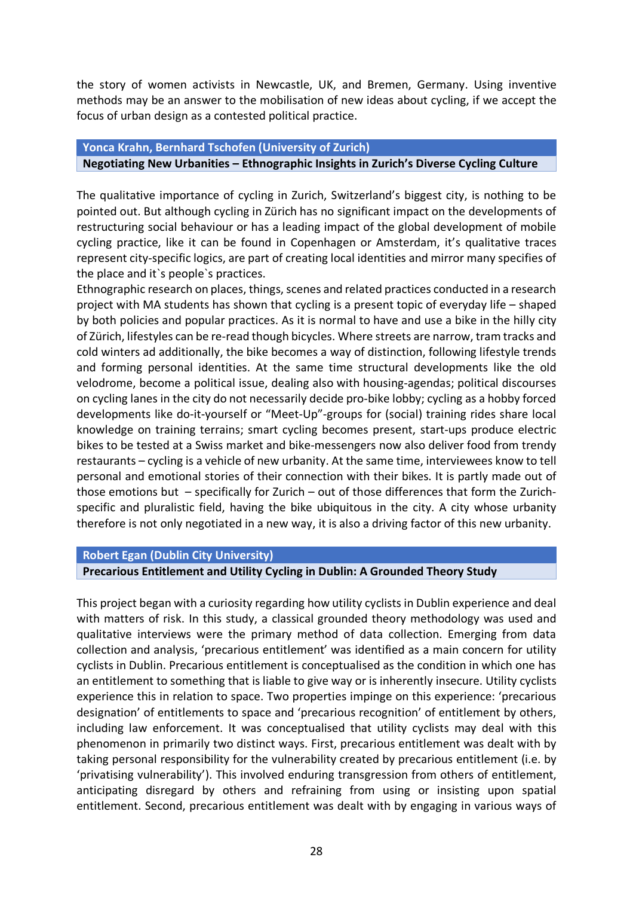the story of women activists in Newcastle, UK, and Bremen, Germany. Using inventive methods may be an answer to the mobilisation of new ideas about cycling, if we accept the focus of urban design as a contested political practice.

### Yonca Krahn, Bernhard Tschofen (University of Zurich)

**Negotiating New Urbanities – Ethnographic Insights in Zurich's Diverse Cycling Culture**

The qualitative importance of cycling in Zurich, Switzerland's biggest city, is nothing to be pointed out. But although cycling in Zürich has no significant impact on the developments of restructuring social behaviour or has a leading impact of the global development of mobile cycling practice, like it can be found in Copenhagen or Amsterdam, it's qualitative traces represent city-specific logics, are part of creating local identities and mirror many specifies of the place and it`s people`s practices.

Ethnographic research on places, things, scenes and related practices conducted in a research project with MA students has shown that cycling is a present topic of everyday life – shaped by both policies and popular practices. As it is normal to have and use a bike in the hilly city of Zürich, lifestyles can be re-read though bicycles. Where streets are narrow, tram tracks and cold winters ad additionally, the bike becomes a way of distinction, following lifestyle trends and forming personal identities. At the same time structural developments like the old velodrome, become a political issue, dealing also with housing-agendas; political discourses on cycling lanes in the city do not necessarily decide pro-bike lobby; cycling as a hobby forced developments like do-it-yourself or "Meet-Up"-groups for (social) training rides share local knowledge on training terrains; smart cycling becomes present, start-ups produce electric bikes to be tested at a Swiss market and bike-messengers now also deliver food from trendy restaurants – cycling is a vehicle of new urbanity. At the same time, interviewees know to tell personal and emotional stories of their connection with their bikes. It is partly made out of those emotions but – specifically for Zurich – out of those differences that form the Zurich-specific and pluralistic field, having the bike ubiquitous in the city. A city whose urbanity therefore is not only negotiated in a new way, it is also a driving factor of this new urbanity.

### Robert Egan (Dublin City University)

**Precarious Entitlement and Utility Cycling in Dublin: A Grounded Theory Study**

This project began with a curiosity regarding how utility cyclists in Dublin experience and deal with matters of risk. In this study, a classical grounded theory methodology was used and qualitative interviews were the primary method of data collection. Emerging from data collection and analysis, 'precarious entitlement' was identified as a main concern for utility cyclists in Dublin. Precarious entitlement is conceptualised as the condition in which one has an entitlement to something that is liable to give way or is inherently insecure. Utility cyclists experience this in relation to space. Two properties impinge on this experience: 'precarious designation' of entitlements to space and 'precarious recognition' of entitlement by others, including law enforcement. It was conceptualised that utility cyclists may deal with this phenomenon in primarily two distinct ways. First, precarious entitlement was dealt with by taking personal responsibility for the vulnerability created by precarious entitlement (i.e. by 'privatising vulnerability'). This involved enduring transgression from others of entitlement, anticipating disregard by others and refraining from using or insisting upon spatial entitlement. Second, precarious entitlement was dealt with by engaging in various ways of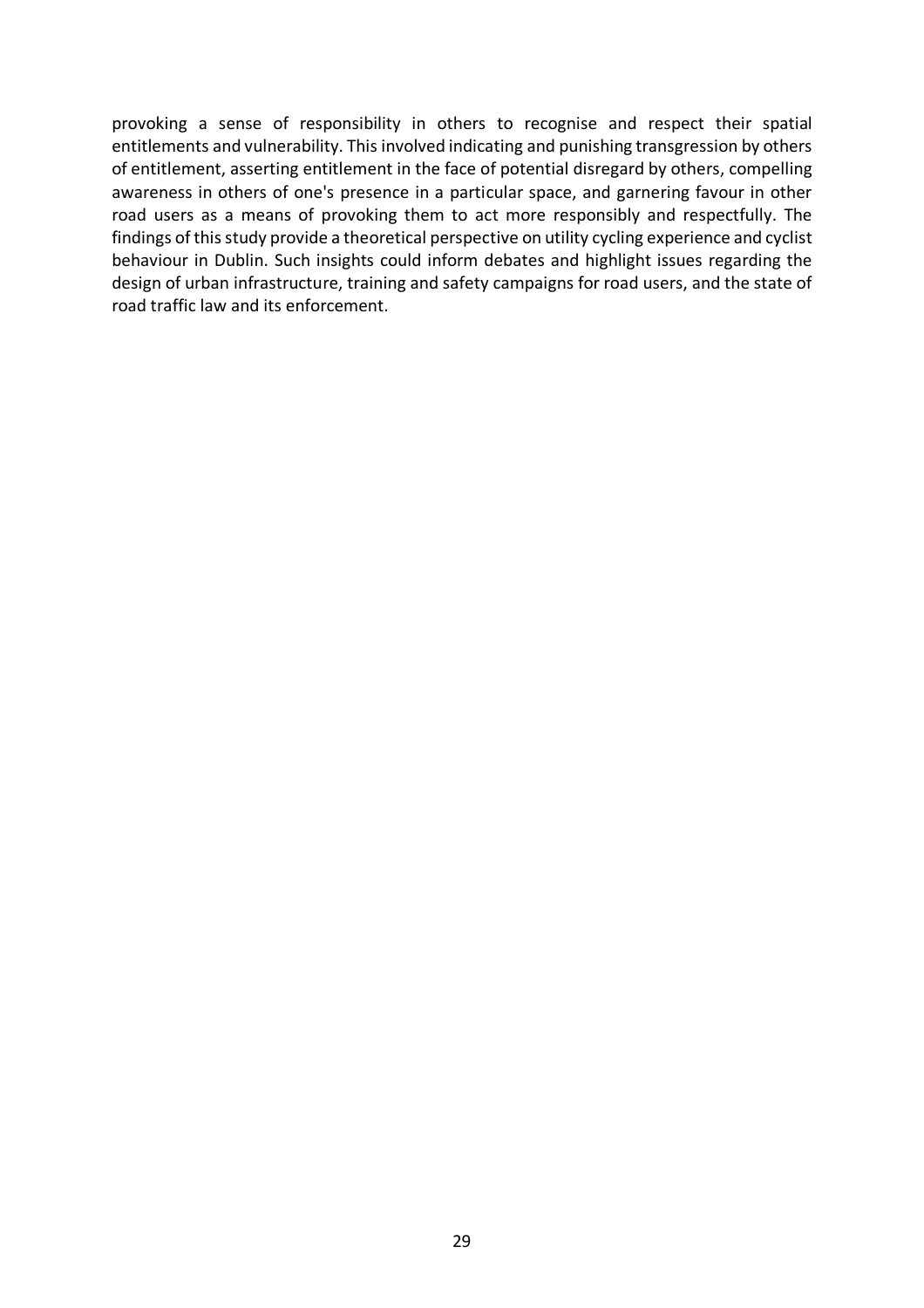provoking a sense of responsibility in others to recognise and respect their spatial entitlements and vulnerability. This involved indicating and punishing transgression by others of entitlement, asserting entitlement in the face of potential disregard by others, compelling awareness in others of one's presence in a particular space, and garnering favour in other road users as a means of provoking them to act more responsibly and respectfully. The findings of this study provide a theoretical perspective on utility cycling experience and cyclist behaviour in Dublin. Such insights could inform debates and highlight issues regarding the design of urban infrastructure, training and safety campaigns for road users, and the state of road traffic law and its enforcement.